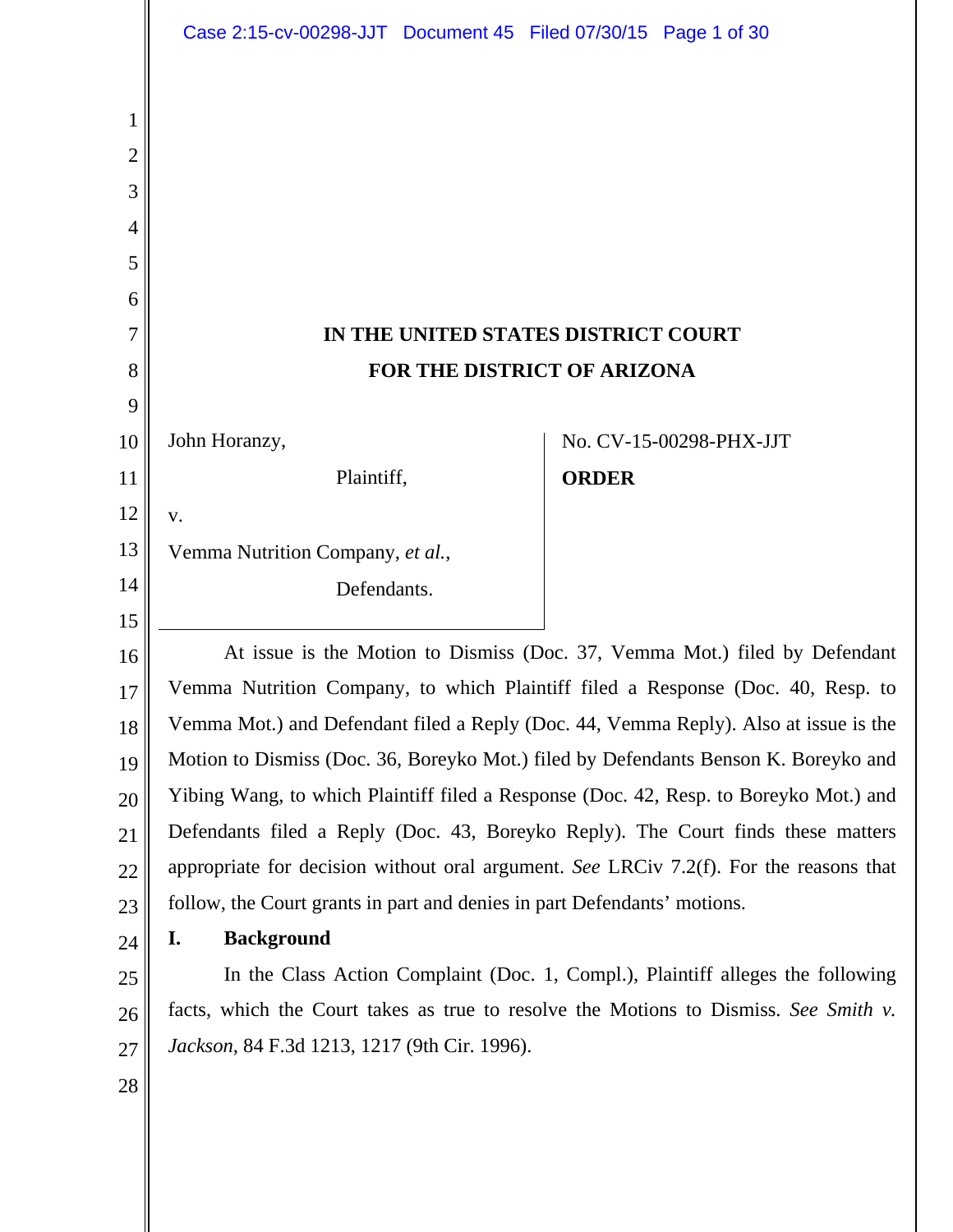**IN THE UNITED STATES DISTRICT COURT**
**FOR THE DISTRICT OF ARIZONA**

John Horanzy,

Plaintiff,

v.

Vemma Nutrition Company, *et al.*,

Defendants.

No. CV-15-00298-PHX-JJT

**ORDER**

At issue is the Motion to Dismiss (Doc. 37, Vemma Mot.) filed by Defendant Vemma Nutrition Company, to which Plaintiff filed a Response (Doc. 40, Resp. to Vemma Mot.) and Defendant filed a Reply (Doc. 44, Vemma Reply). Also at issue is the Motion to Dismiss (Doc. 36, Boreyko Mot.) filed by Defendants Benson K. Boreyko and Yibing Wang, to which Plaintiff filed a Response (Doc. 42, Resp. to Boreyko Mot.) and Defendants filed a Reply (Doc. 43, Boreyko Reply). The Court finds these matters appropriate for decision without oral argument. *See* LRCiv 7.2(f). For the reasons that follow, the Court grants in part and denies in part Defendants' motions.

## I. Background

In the Class Action Complaint (Doc. 1, Compl.), Plaintiff alleges the following facts, which the Court takes as true to resolve the Motions to Dismiss. *See Smith v. Jackson*, 84 F.3d 1213, 1217 (9th Cir. 1996).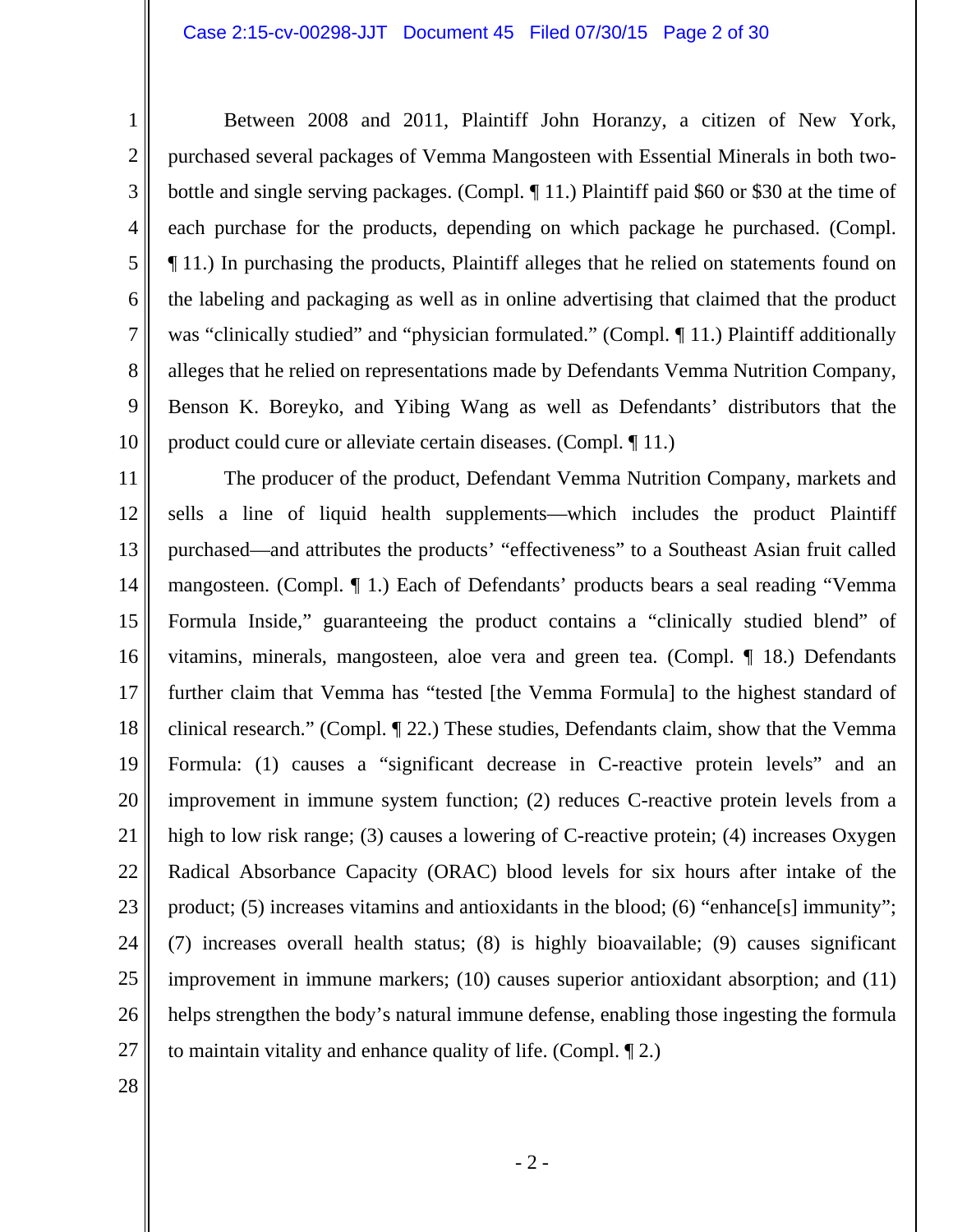Between 2008 and 2011, Plaintiff John Horanzy, a citizen of New York, purchased several packages of Vemma Mangosteen with Essential Minerals in both two-bottle and single serving packages. (Compl. ¶ 11.) Plaintiff paid $60 or $30 at the time of each purchase for the products, depending on which package he purchased. (Compl. ¶ 11.) In purchasing the products, Plaintiff alleges that he relied on statements found on the labeling and packaging as well as in online advertising that claimed that the product was "clinically studied" and "physician formulated." (Compl. ¶ 11.) Plaintiff additionally alleges that he relied on representations made by Defendants Vemma Nutrition Company, Benson K. Boreyko, and Yibing Wang as well as Defendants' distributors that the product could cure or alleviate certain diseases. (Compl. ¶ 11.)

The producer of the product, Defendant Vemma Nutrition Company, markets and sells a line of liquid health supplements—which includes the product Plaintiff purchased—and attributes the products' "effectiveness" to a Southeast Asian fruit called mangosteen. (Compl. ¶ 1.) Each of Defendants' products bears a seal reading "Vemma Formula Inside," guaranteeing the product contains a "clinically studied blend" of vitamins, minerals, mangosteen, aloe vera and green tea. (Compl. ¶ 18.) Defendants further claim that Vemma has "tested [the Vemma Formula] to the highest standard of clinical research." (Compl. ¶ 22.) These studies, Defendants claim, show that the Vemma Formula: (1) causes a "significant decrease in C-reactive protein levels" and an improvement in immune system function; (2) reduces C-reactive protein levels from a high to low risk range; (3) causes a lowering of C-reactive protein; (4) increases Oxygen Radical Absorbance Capacity (ORAC) blood levels for six hours after intake of the product; (5) increases vitamins and antioxidants in the blood; (6) "enhance[s] immunity"; (7) increases overall health status; (8) is highly bioavailable; (9) causes significant improvement in immune markers; (10) causes superior antioxidant absorption; and (11) helps strengthen the body's natural immune defense, enabling those ingesting the formula to maintain vitality and enhance quality of life. (Compl. ¶ 2.)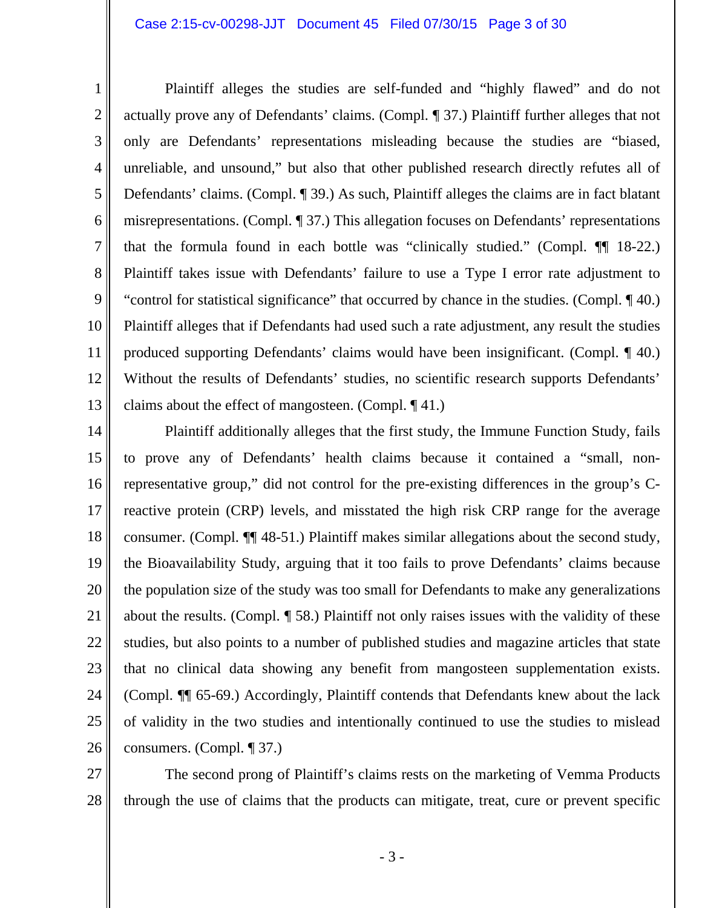Plaintiff alleges the studies are self-funded and "highly flawed" and do not actually prove any of Defendants' claims. (Compl. ¶ 37.) Plaintiff further alleges that not only are Defendants' representations misleading because the studies are "biased, unreliable, and unsound," but also that other published research directly refutes all of Defendants' claims. (Compl. ¶ 39.) As such, Plaintiff alleges the claims are in fact blatant misrepresentations. (Compl. ¶ 37.) This allegation focuses on Defendants' representations that the formula found in each bottle was "clinically studied." (Compl. ¶¶ 18-22.) Plaintiff takes issue with Defendants' failure to use a Type I error rate adjustment to "control for statistical significance" that occurred by chance in the studies. (Compl. ¶ 40.) Plaintiff alleges that if Defendants had used such a rate adjustment, any result the studies produced supporting Defendants' claims would have been insignificant. (Compl. ¶ 40.) Without the results of Defendants' studies, no scientific research supports Defendants' claims about the effect of mangosteen. (Compl. ¶ 41.)

Plaintiff additionally alleges that the first study, the Immune Function Study, fails to prove any of Defendants' health claims because it contained a "small, non-representative group," did not control for the pre-existing differences in the group's C-reactive protein (CRP) levels, and misstated the high risk CRP range for the average consumer. (Compl. ¶¶ 48-51.) Plaintiff makes similar allegations about the second study, the Bioavailability Study, arguing that it too fails to prove Defendants' claims because the population size of the study was too small for Defendants to make any generalizations about the results. (Compl. ¶ 58.) Plaintiff not only raises issues with the validity of these studies, but also points to a number of published studies and magazine articles that state that no clinical data showing any benefit from mangosteen supplementation exists. (Compl. ¶¶ 65-69.) Accordingly, Plaintiff contends that Defendants knew about the lack of validity in the two studies and intentionally continued to use the studies to mislead consumers. (Compl. ¶ 37.)

The second prong of Plaintiff's claims rests on the marketing of Vemma Products through the use of claims that the products can mitigate, treat, cure or prevent specific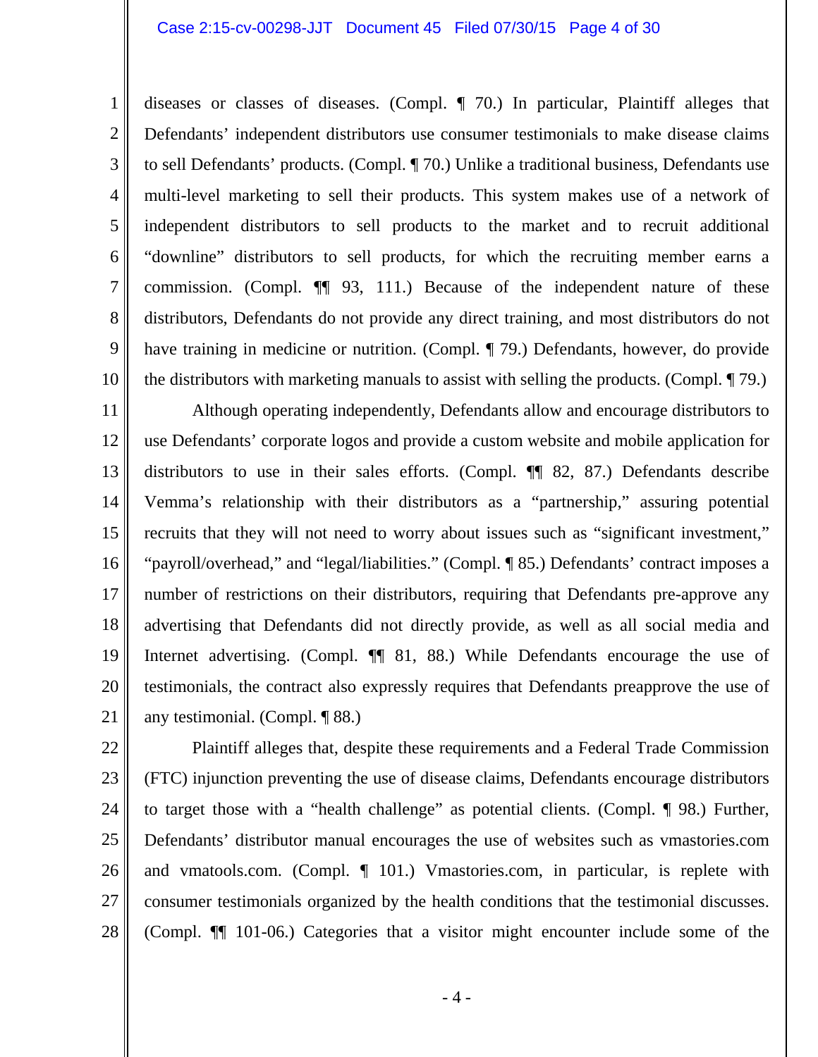diseases or classes of diseases. (Compl. ¶ 70.) In particular, Plaintiff alleges that Defendants' independent distributors use consumer testimonials to make disease claims to sell Defendants' products. (Compl. ¶ 70.) Unlike a traditional business, Defendants use multi-level marketing to sell their products. This system makes use of a network of independent distributors to sell products to the market and to recruit additional "downline" distributors to sell products, for which the recruiting member earns a commission. (Compl. ¶¶ 93, 111.) Because of the independent nature of these distributors, Defendants do not provide any direct training, and most distributors do not have training in medicine or nutrition. (Compl. ¶ 79.) Defendants, however, do provide the distributors with marketing manuals to assist with selling the products. (Compl. ¶ 79.)

Although operating independently, Defendants allow and encourage distributors to use Defendants' corporate logos and provide a custom website and mobile application for distributors to use in their sales efforts. (Compl. ¶¶ 82, 87.) Defendants describe Vemma's relationship with their distributors as a "partnership," assuring potential recruits that they will not need to worry about issues such as "significant investment," "payroll/overhead," and "legal/liabilities." (Compl. ¶ 85.) Defendants' contract imposes a number of restrictions on their distributors, requiring that Defendants pre-approve any advertising that Defendants did not directly provide, as well as all social media and Internet advertising. (Compl. ¶¶ 81, 88.) While Defendants encourage the use of testimonials, the contract also expressly requires that Defendants preapprove the use of any testimonial. (Compl. ¶ 88.)

Plaintiff alleges that, despite these requirements and a Federal Trade Commission (FTC) injunction preventing the use of disease claims, Defendants encourage distributors to target those with a "health challenge" as potential clients. (Compl. ¶ 98.) Further, Defendants' distributor manual encourages the use of websites such as vmastories.com and vmatools.com. (Compl. ¶ 101.) Vmastories.com, in particular, is replete with consumer testimonials organized by the health conditions that the testimonial discusses. (Compl. ¶¶ 101-06.) Categories that a visitor might encounter include some of the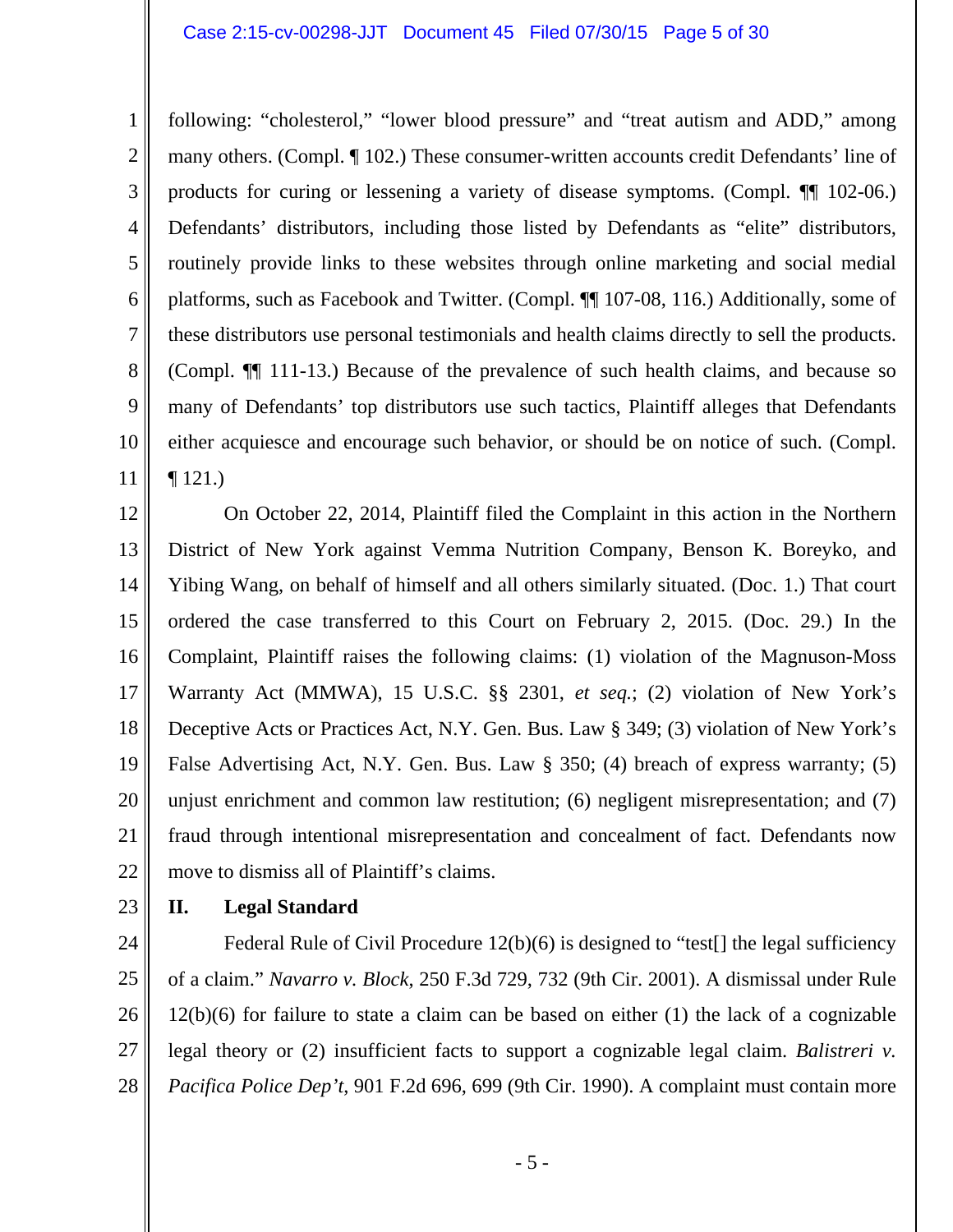following: "cholesterol," "lower blood pressure" and "treat autism and ADD," among many others. (Compl. ¶ 102.) These consumer-written accounts credit Defendants' line of products for curing or lessening a variety of disease symptoms. (Compl. ¶¶ 102-06.) Defendants' distributors, including those listed by Defendants as "elite" distributors, routinely provide links to these websites through online marketing and social medial platforms, such as Facebook and Twitter. (Compl. ¶¶ 107-08, 116.) Additionally, some of these distributors use personal testimonials and health claims directly to sell the products. (Compl. ¶¶ 111-13.) Because of the prevalence of such health claims, and because so many of Defendants' top distributors use such tactics, Plaintiff alleges that Defendants either acquiesce and encourage such behavior, or should be on notice of such. (Compl. ¶ 121.)

On October 22, 2014, Plaintiff filed the Complaint in this action in the Northern District of New York against Vemma Nutrition Company, Benson K. Boreyko, and Yibing Wang, on behalf of himself and all others similarly situated. (Doc. 1.) That court ordered the case transferred to this Court on February 2, 2015. (Doc. 29.) In the Complaint, Plaintiff raises the following claims: (1) violation of the Magnuson-Moss Warranty Act (MMWA), 15 U.S.C. §§ 2301, *et seq.*; (2) violation of New York's Deceptive Acts or Practices Act, N.Y. Gen. Bus. Law § 349; (3) violation of New York's False Advertising Act, N.Y. Gen. Bus. Law § 350; (4) breach of express warranty; (5) unjust enrichment and common law restitution; (6) negligent misrepresentation; and (7) fraud through intentional misrepresentation and concealment of fact. Defendants now move to dismiss all of Plaintiff's claims.

## II. Legal Standard

Federal Rule of Civil Procedure 12(b)(6) is designed to "test[] the legal sufficiency of a claim." *Navarro v. Block*, 250 F.3d 729, 732 (9th Cir. 2001). A dismissal under Rule 12(b)(6) for failure to state a claim can be based on either (1) the lack of a cognizable legal theory or (2) insufficient facts to support a cognizable legal claim. *Balistreri v. Pacifica Police Dep't*, 901 F.2d 696, 699 (9th Cir. 1990). A complaint must contain more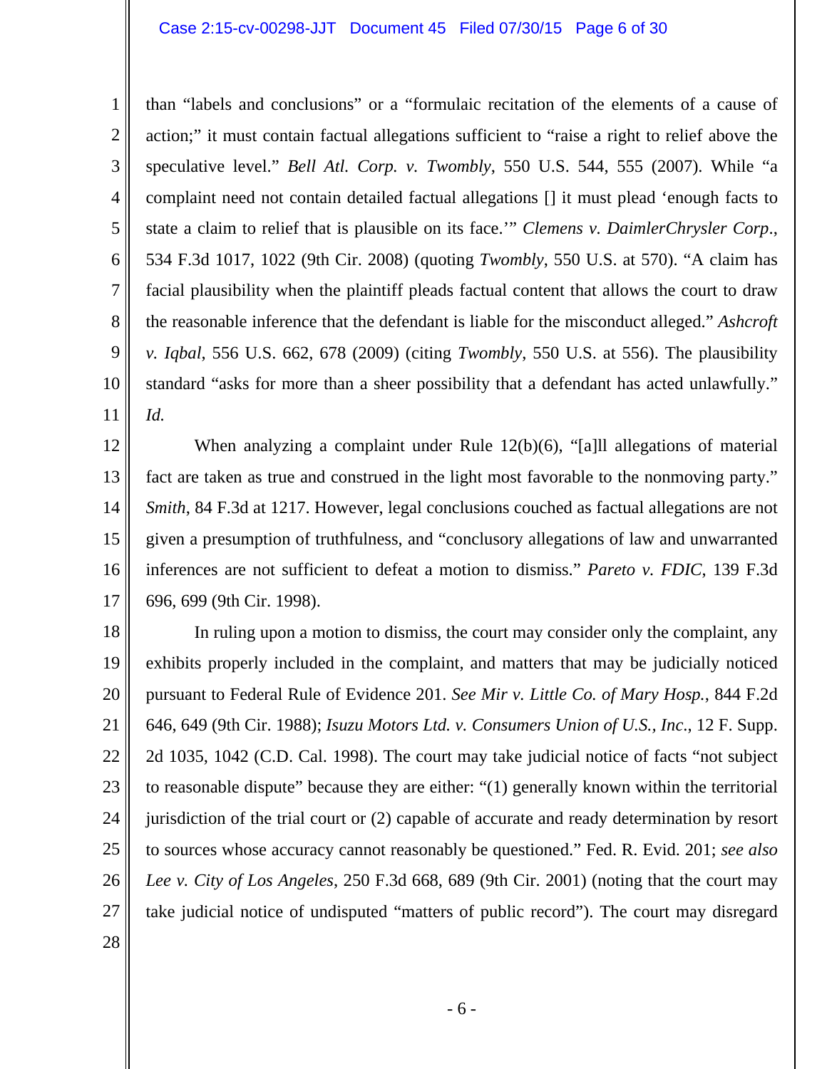than "labels and conclusions" or a "formulaic recitation of the elements of a cause of action;" it must contain factual allegations sufficient to "raise a right to relief above the speculative level." *Bell Atl. Corp. v. Twombly*, 550 U.S. 544, 555 (2007). While "a complaint need not contain detailed factual allegations [] it must plead 'enough facts to state a claim to relief that is plausible on its face.'" *Clemens v. DaimlerChrysler Corp.*, 534 F.3d 1017, 1022 (9th Cir. 2008) (quoting *Twombly*, 550 U.S. at 570). "A claim has facial plausibility when the plaintiff pleads factual content that allows the court to draw the reasonable inference that the defendant is liable for the misconduct alleged." *Ashcroft v. Iqbal*, 556 U.S. 662, 678 (2009) (citing *Twombly*, 550 U.S. at 556). The plausibility standard "asks for more than a sheer possibility that a defendant has acted unlawfully." *Id.*

When analyzing a complaint under Rule 12(b)(6), "[a]ll allegations of material fact are taken as true and construed in the light most favorable to the nonmoving party." *Smith*, 84 F.3d at 1217. However, legal conclusions couched as factual allegations are not given a presumption of truthfulness, and "conclusory allegations of law and unwarranted inferences are not sufficient to defeat a motion to dismiss." *Pareto v. FDIC*, 139 F.3d 696, 699 (9th Cir. 1998).

In ruling upon a motion to dismiss, the court may consider only the complaint, any exhibits properly included in the complaint, and matters that may be judicially noticed pursuant to Federal Rule of Evidence 201. *See Mir v. Little Co. of Mary Hosp.*, 844 F.2d 646, 649 (9th Cir. 1988); *Isuzu Motors Ltd. v. Consumers Union of U.S., Inc.*, 12 F. Supp. 2d 1035, 1042 (C.D. Cal. 1998). The court may take judicial notice of facts "not subject to reasonable dispute" because they are either: "(1) generally known within the territorial jurisdiction of the trial court or (2) capable of accurate and ready determination by resort to sources whose accuracy cannot reasonably be questioned." Fed. R. Evid. 201; *see also Lee v. City of Los Angeles*, 250 F.3d 668, 689 (9th Cir. 2001) (noting that the court may take judicial notice of undisputed "matters of public record"). The court may disregard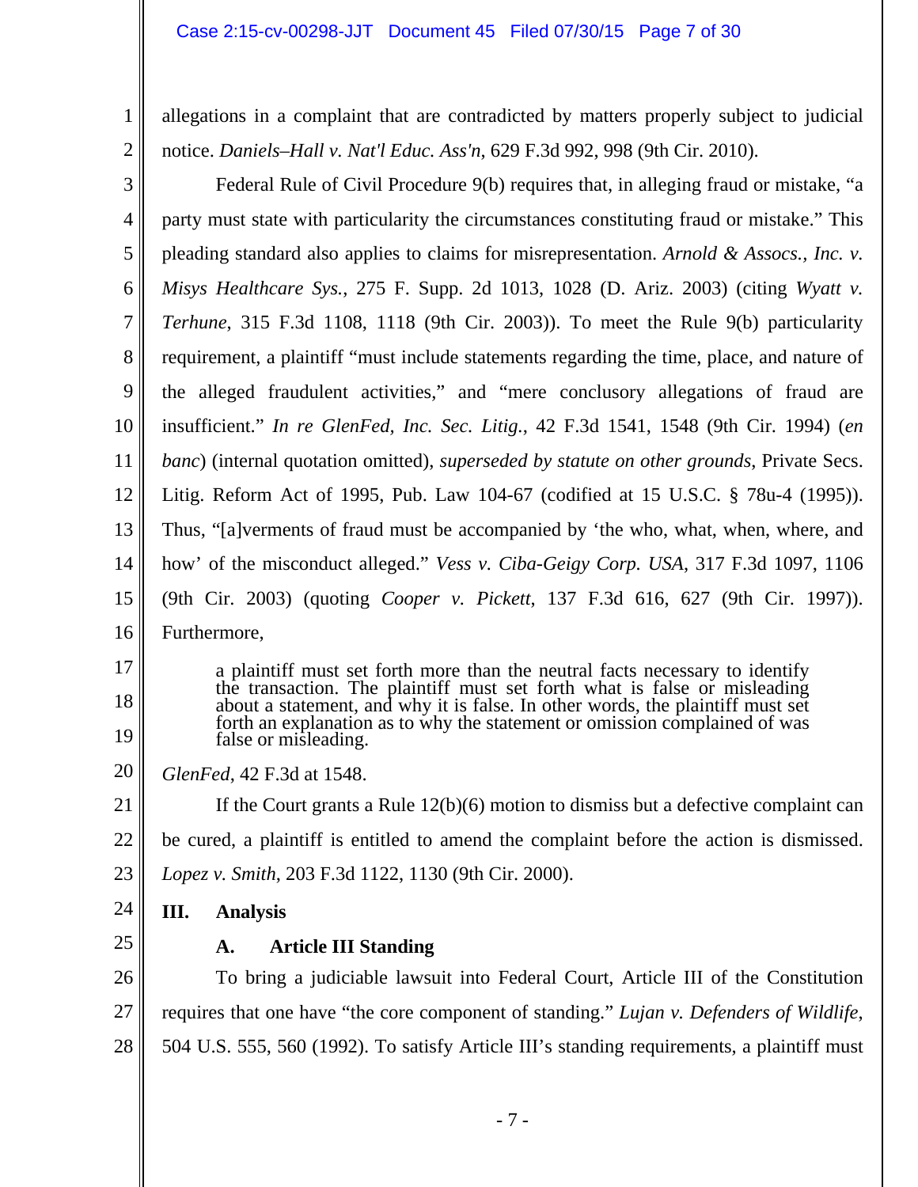allegations in a complaint that are contradicted by matters properly subject to judicial notice. *Daniels–Hall v. Nat'l Educ. Ass'n*, 629 F.3d 992, 998 (9th Cir. 2010).

Federal Rule of Civil Procedure 9(b) requires that, in alleging fraud or mistake, "a party must state with particularity the circumstances constituting fraud or mistake." This pleading standard also applies to claims for misrepresentation. *Arnold & Assocs., Inc. v. Misys Healthcare Sys.*, 275 F. Supp. 2d 1013, 1028 (D. Ariz. 2003) (citing *Wyatt v. Terhune*, 315 F.3d 1108, 1118 (9th Cir. 2003)). To meet the Rule 9(b) particularity requirement, a plaintiff "must include statements regarding the time, place, and nature of the alleged fraudulent activities," and "mere conclusory allegations of fraud are insufficient." *In re GlenFed, Inc. Sec. Litig.*, 42 F.3d 1541, 1548 (9th Cir. 1994) (*en banc*) (internal quotation omitted), *superseded by statute on other grounds*, Private Secs. Litig. Reform Act of 1995, Pub. Law 104-67 (codified at 15 U.S.C. § 78u-4 (1995)). Thus, "[a]verments of fraud must be accompanied by 'the who, what, when, where, and how' of the misconduct alleged." *Vess v. Ciba-Geigy Corp. USA*, 317 F.3d 1097, 1106 (9th Cir. 2003) (quoting *Cooper v. Pickett*, 137 F.3d 616, 627 (9th Cir. 1997)). Furthermore,

> a plaintiff must set forth more than the neutral facts necessary to identify the transaction. The plaintiff must set forth what is false or misleading about a statement, and why it is false. In other words, the plaintiff must set forth an explanation as to why the statement or omission complained of was false or misleading.

*GlenFed*, 42 F.3d at 1548.

If the Court grants a Rule 12(b)(6) motion to dismiss but a defective complaint can be cured, a plaintiff is entitled to amend the complaint before the action is dismissed. *Lopez v. Smith*, 203 F.3d 1122, 1130 (9th Cir. 2000).

## III. Analysis

### A. Article III Standing

To bring a judiciable lawsuit into Federal Court, Article III of the Constitution requires that one have "the core component of standing." *Lujan v. Defenders of Wildlife*, 504 U.S. 555, 560 (1992). To satisfy Article III's standing requirements, a plaintiff must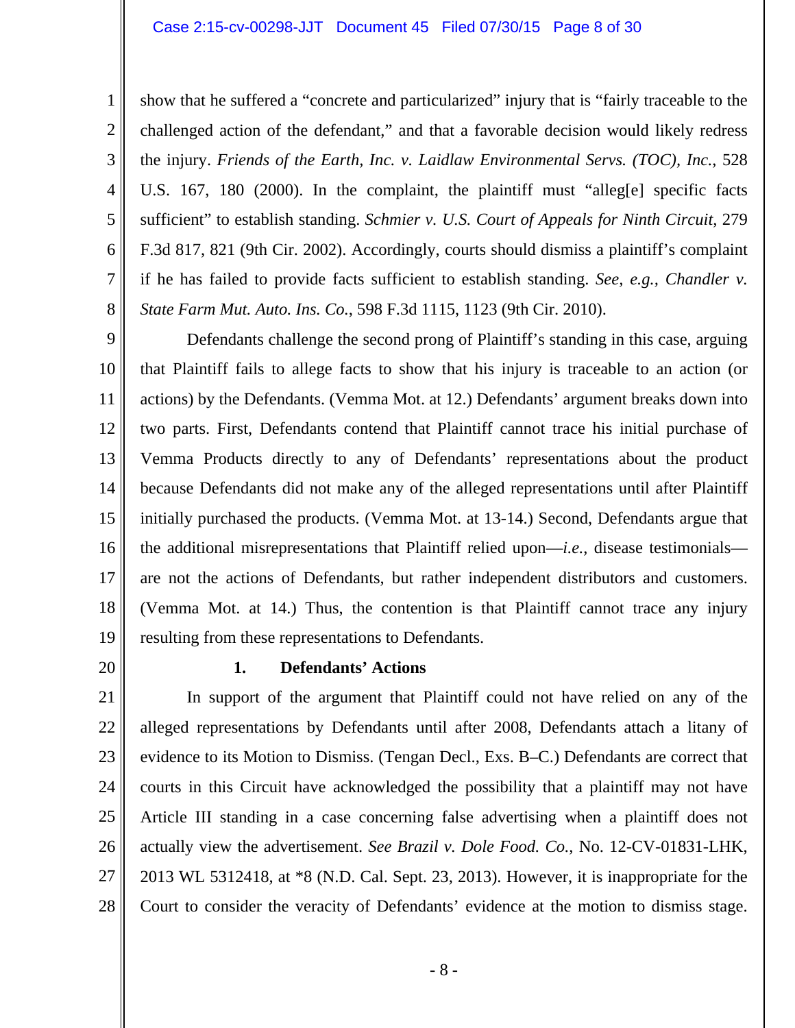show that he suffered a "concrete and particularized" injury that is "fairly traceable to the challenged action of the defendant," and that a favorable decision would likely redress the injury. *Friends of the Earth, Inc. v. Laidlaw Environmental Servs. (TOC), Inc.*, 528 U.S. 167, 180 (2000). In the complaint, the plaintiff must "alleg[e] specific facts sufficient" to establish standing. *Schmier v. U.S. Court of Appeals for Ninth Circuit*, 279 F.3d 817, 821 (9th Cir. 2002). Accordingly, courts should dismiss a plaintiff's complaint if he has failed to provide facts sufficient to establish standing. *See, e.g.*, *Chandler v. State Farm Mut. Auto. Ins. Co.*, 598 F.3d 1115, 1123 (9th Cir. 2010).

Defendants challenge the second prong of Plaintiff's standing in this case, arguing that Plaintiff fails to allege facts to show that his injury is traceable to an action (or actions) by the Defendants. (Vemma Mot. at 12.) Defendants' argument breaks down into two parts. First, Defendants contend that Plaintiff cannot trace his initial purchase of Vemma Products directly to any of Defendants' representations about the product because Defendants did not make any of the alleged representations until after Plaintiff initially purchased the products. (Vemma Mot. at 13-14.) Second, Defendants argue that the additional misrepresentations that Plaintiff relied upon—*i.e.*, disease testimonials—are not the actions of Defendants, but rather independent distributors and customers. (Vemma Mot. at 14.) Thus, the contention is that Plaintiff cannot trace any injury resulting from these representations to Defendants.

### 1. Defendants' Actions

In support of the argument that Plaintiff could not have relied on any of the alleged representations by Defendants until after 2008, Defendants attach a litany of evidence to its Motion to Dismiss. (Tengan Decl., Exs. B–C.) Defendants are correct that courts in this Circuit have acknowledged the possibility that a plaintiff may not have Article III standing in a case concerning false advertising when a plaintiff does not actually view the advertisement. *See Brazil v. Dole Food. Co.*, No. 12-CV-01831-LHK, 2013 WL 5312418, at *8 (N.D. Cal. Sept. 23, 2013). However, it is inappropriate for the Court to consider the veracity of Defendants' evidence at the motion to dismiss stage.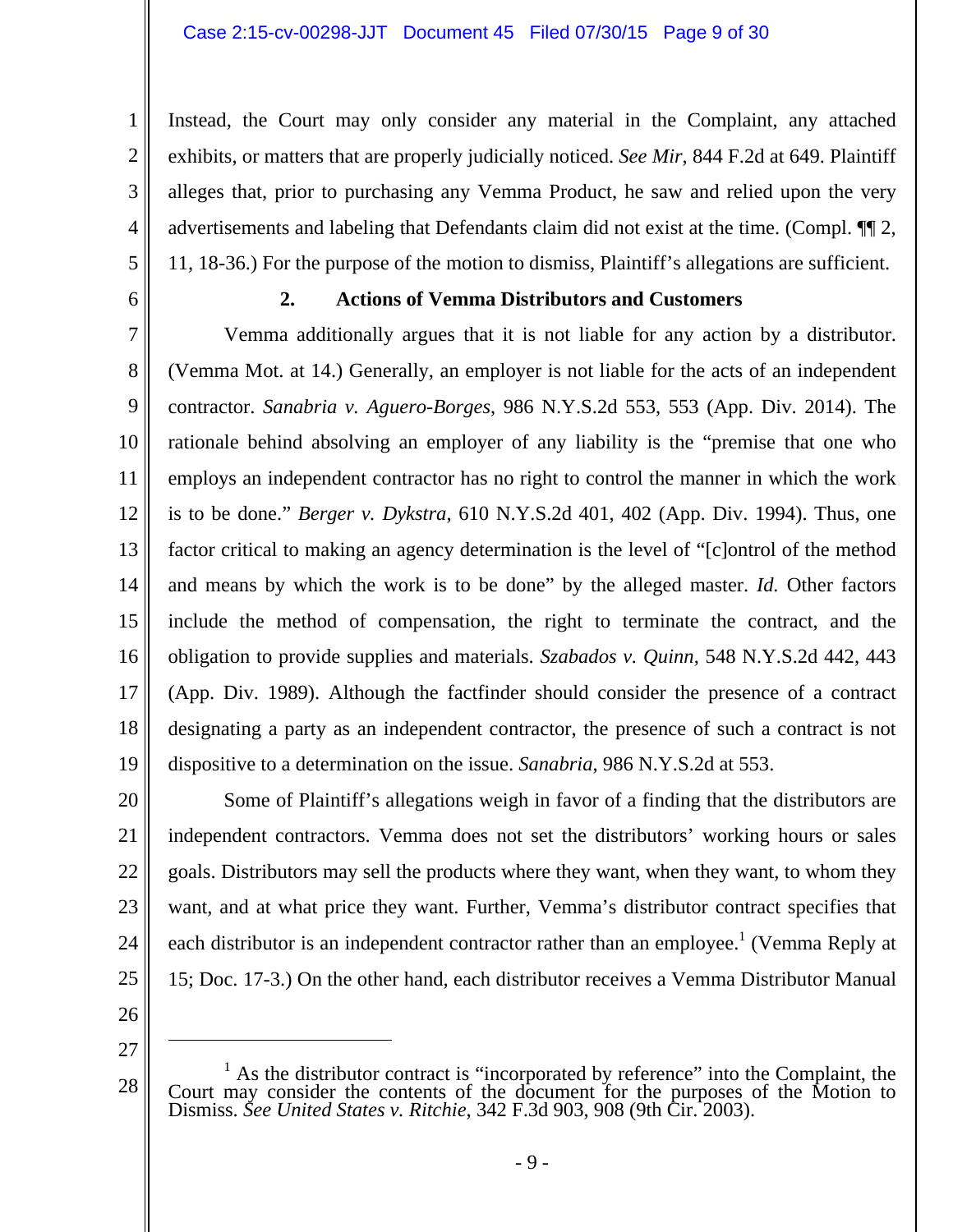Instead, the Court may only consider any material in the Complaint, any attached exhibits, or matters that are properly judicially noticed. *See Mir*, 844 F.2d at 649. Plaintiff alleges that, prior to purchasing any Vemma Product, he saw and relied upon the very advertisements and labeling that Defendants claim did not exist at the time. (Compl. ¶¶ 2, 11, 18-36.) For the purpose of the motion to dismiss, Plaintiff's allegations are sufficient.

### 2. Actions of Vemma Distributors and Customers

Vemma additionally argues that it is not liable for any action by a distributor. (Vemma Mot. at 14.) Generally, an employer is not liable for the acts of an independent contractor. *Sanabria v. Aguero-Borges*, 986 N.Y.S.2d 553, 553 (App. Div. 2014). The rationale behind absolving an employer of any liability is the "premise that one who employs an independent contractor has no right to control the manner in which the work is to be done." *Berger v. Dykstra*, 610 N.Y.S.2d 401, 402 (App. Div. 1994). Thus, one factor critical to making an agency determination is the level of "[c]ontrol of the method and means by which the work is to be done" by the alleged master. *Id.* Other factors include the method of compensation, the right to terminate the contract, and the obligation to provide supplies and materials. *Szabados v. Quinn*, 548 N.Y.S.2d 442, 443 (App. Div. 1989). Although the factfinder should consider the presence of a contract designating a party as an independent contractor, the presence of such a contract is not dispositive to a determination on the issue. *Sanabria*, 986 N.Y.S.2d at 553.

Some of Plaintiff's allegations weigh in favor of a finding that the distributors are independent contractors. Vemma does not set the distributors' working hours or sales goals. Distributors may sell the products where they want, when they want, to whom they want, and at what price they want. Further, Vemma's distributor contract specifies that each distributor is an independent contractor rather than an employee.[1] (Vemma Reply at 15; Doc. 17-3.) On the other hand, each distributor receives a Vemma Distributor Manual

---

[1] As the distributor contract is "incorporated by reference" into the Complaint, the Court may consider the contents of the document for the purposes of the Motion to Dismiss. *See United States v. Ritchie*, 342 F.3d 903, 908 (9th Cir. 2003).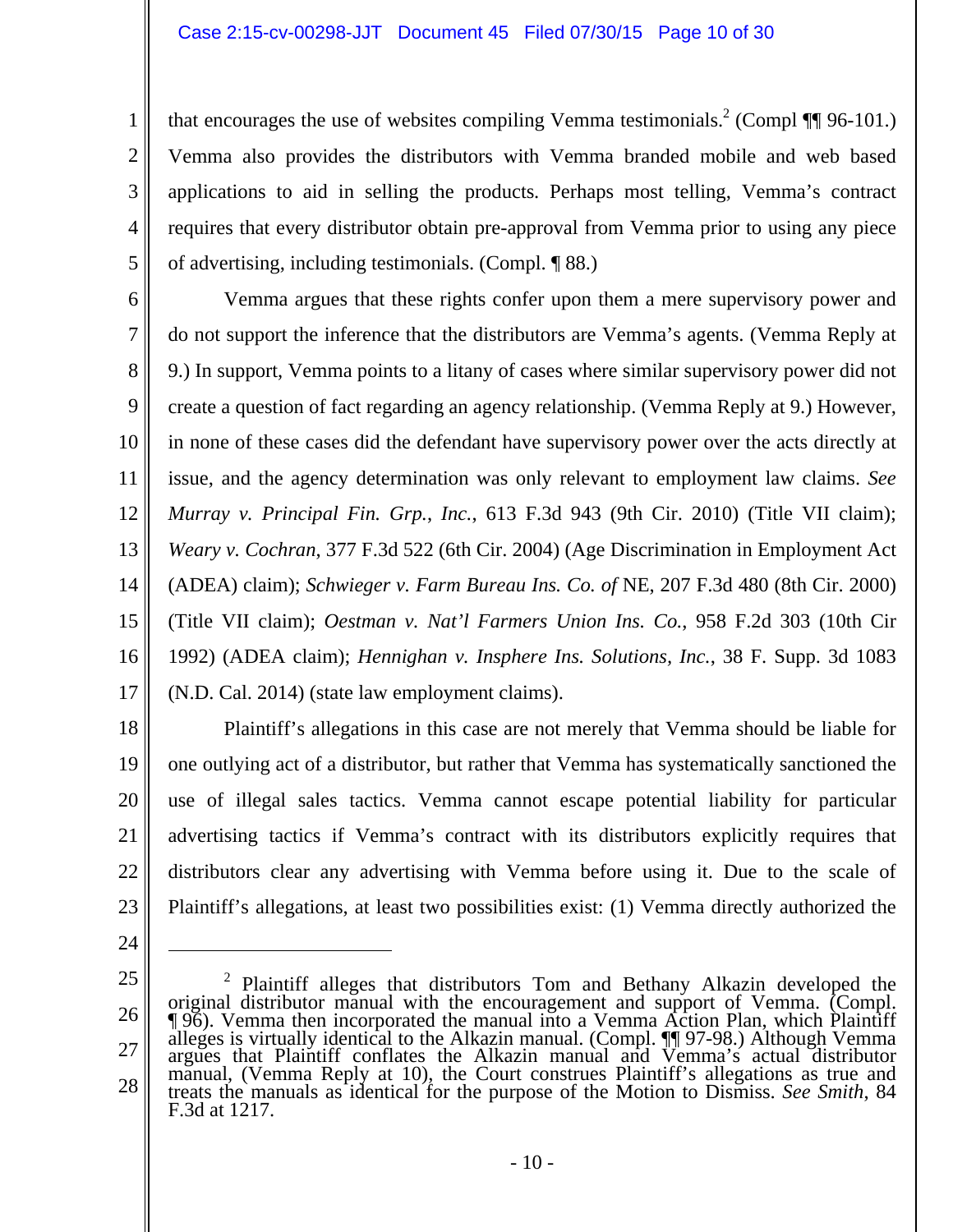that encourages the use of websites compiling Vemma testimonials.[2] (Compl ¶¶ 96-101.) Vemma also provides the distributors with Vemma branded mobile and web based applications to aid in selling the products. Perhaps most telling, Vemma's contract requires that every distributor obtain pre-approval from Vemma prior to using any piece of advertising, including testimonials. (Compl. ¶ 88.)

Vemma argues that these rights confer upon them a mere supervisory power and do not support the inference that the distributors are Vemma's agents. (Vemma Reply at 9.) In support, Vemma points to a litany of cases where similar supervisory power did not create a question of fact regarding an agency relationship. (Vemma Reply at 9.) However, in none of these cases did the defendant have supervisory power over the acts directly at issue, and the agency determination was only relevant to employment law claims. *See Murray v. Principal Fin. Grp., Inc.*, 613 F.3d 943 (9th Cir. 2010) (Title VII claim); *Weary v. Cochran*, 377 F.3d 522 (6th Cir. 2004) (Age Discrimination in Employment Act (ADEA) claim); *Schwieger v. Farm Bureau Ins. Co. of* NE, 207 F.3d 480 (8th Cir. 2000) (Title VII claim); *Oestman v. Nat'l Farmers Union Ins. Co.*, 958 F.2d 303 (10th Cir 1992) (ADEA claim); *Hennighan v. Insphere Ins. Solutions, Inc.*, 38 F. Supp. 3d 1083 (N.D. Cal. 2014) (state law employment claims).

Plaintiff's allegations in this case are not merely that Vemma should be liable for one outlying act of a distributor, but rather that Vemma has systematically sanctioned the use of illegal sales tactics. Vemma cannot escape potential liability for particular advertising tactics if Vemma's contract with its distributors explicitly requires that distributors clear any advertising with Vemma before using it. Due to the scale of Plaintiff's allegations, at least two possibilities exist: (1) Vemma directly authorized the

---

[2] Plaintiff alleges that distributors Tom and Bethany Alkazin developed the original distributor manual with the encouragement and support of Vemma. (Compl. ¶ 96). Vemma then incorporated the manual into a Vemma Action Plan, which Plaintiff alleges is virtually identical to the Alkazin manual. (Compl. ¶¶ 97-98.) Although Vemma argues that Plaintiff conflates the Alkazin manual and Vemma's actual distributor manual, (Vemma Reply at 10), the Court construes Plaintiff's allegations as true and treats the manuals as identical for the purpose of the Motion to Dismiss. *See Smith*, 84 F.3d at 1217.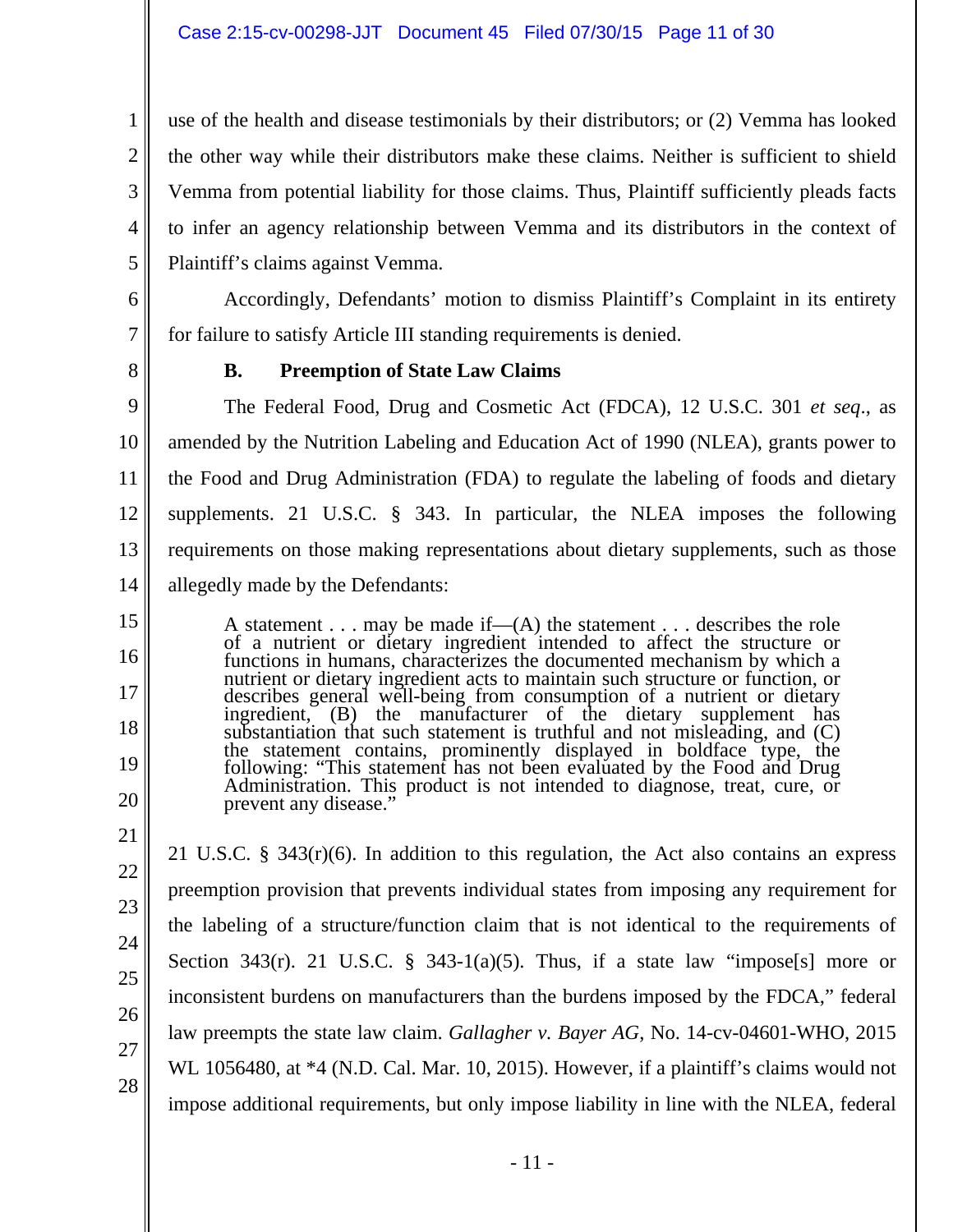use of the health and disease testimonials by their distributors; or (2) Vemma has looked the other way while their distributors make these claims. Neither is sufficient to shield Vemma from potential liability for those claims. Thus, Plaintiff sufficiently pleads facts to infer an agency relationship between Vemma and its distributors in the context of Plaintiff's claims against Vemma.

Accordingly, Defendants' motion to dismiss Plaintiff's Complaint in its entirety for failure to satisfy Article III standing requirements is denied.

### B. Preemption of State Law Claims

The Federal Food, Drug and Cosmetic Act (FDCA), 12 U.S.C. 301 *et seq*., as amended by the Nutrition Labeling and Education Act of 1990 (NLEA), grants power to the Food and Drug Administration (FDA) to regulate the labeling of foods and dietary supplements. 21 U.S.C. § 343. In particular, the NLEA imposes the following requirements on those making representations about dietary supplements, such as those allegedly made by the Defendants:

> A statement . . . may be made if—(A) the statement . . . describes the role of a nutrient or dietary ingredient intended to affect the structure or functions in humans, characterizes the documented mechanism by which a nutrient or dietary ingredient acts to maintain such structure or function, or describes general well-being from consumption of a nutrient or dietary ingredient, (B) the manufacturer of the dietary supplement has substantiation that such statement is truthful and not misleading, and (C) the statement contains, prominently displayed in boldface type, the following: "This statement has not been evaluated by the Food and Drug Administration. This product is not intended to diagnose, treat, cure, or prevent any disease."

21 U.S.C. § 343(r)(6). In addition to this regulation, the Act also contains an express preemption provision that prevents individual states from imposing any requirement for the labeling of a structure/function claim that is not identical to the requirements of Section 343(r). 21 U.S.C. § 343-1(a)(5). Thus, if a state law "impose[s] more or inconsistent burdens on manufacturers than the burdens imposed by the FDCA," federal law preempts the state law claim. *Gallagher v. Bayer AG*, No. 14-cv-04601-WHO, 2015 WL 1056480, at *4 (N.D. Cal. Mar. 10, 2015). However, if a plaintiff's claims would not impose additional requirements, but only impose liability in line with the NLEA, federal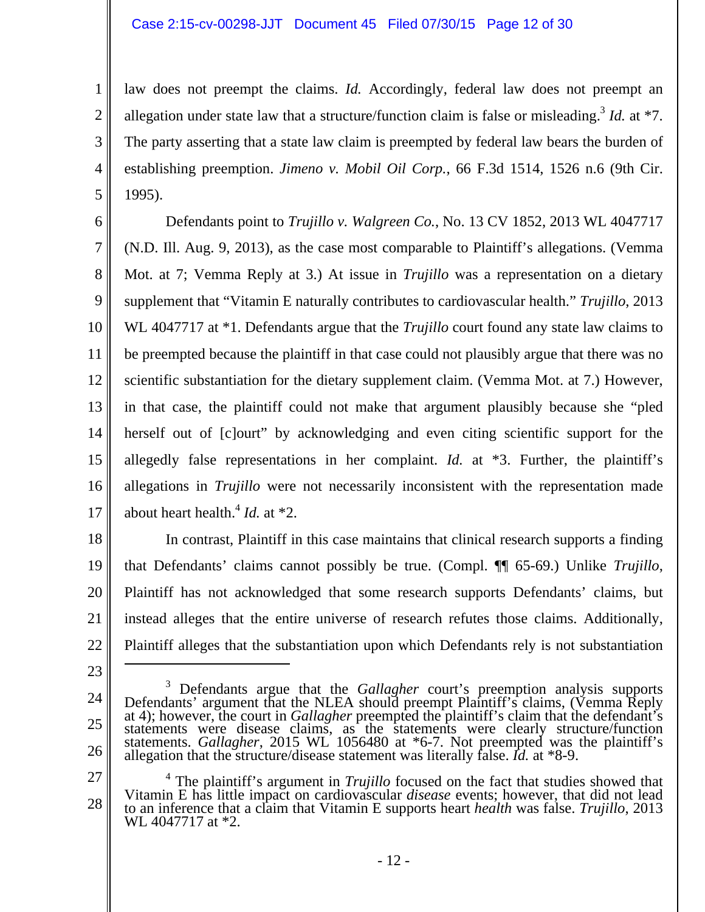law does not preempt the claims. *Id.* Accordingly, federal law does not preempt an allegation under state law that a structure/function claim is false or misleading.[3] *Id.* at *7. The party asserting that a state law claim is preempted by federal law bears the burden of establishing preemption. *Jimeno v. Mobil Oil Corp.*, 66 F.3d 1514, 1526 n.6 (9th Cir. 1995).

Defendants point to *Trujillo v. Walgreen Co.*, No. 13 CV 1852, 2013 WL 4047717 (N.D. Ill. Aug. 9, 2013), as the case most comparable to Plaintiff's allegations. (Vemma Mot. at 7; Vemma Reply at 3.) At issue in *Trujillo* was a representation on a dietary supplement that "Vitamin E naturally contributes to cardiovascular health." *Trujillo*, 2013 WL 4047717 at *1. Defendants argue that the *Trujillo* court found any state law claims to be preempted because the plaintiff in that case could not plausibly argue that there was no scientific substantiation for the dietary supplement claim. (Vemma Mot. at 7.) However, in that case, the plaintiff could not make that argument plausibly because she "pled herself out of [c]ourt" by acknowledging and even citing scientific support for the allegedly false representations in her complaint. *Id.* at *3. Further, the plaintiff's allegations in *Trujillo* were not necessarily inconsistent with the representation made about heart health.[4] *Id.* at *2.

In contrast, Plaintiff in this case maintains that clinical research supports a finding that Defendants' claims cannot possibly be true. (Compl. ¶¶ 65-69.) Unlike *Trujillo*, Plaintiff has not acknowledged that some research supports Defendants' claims, but instead alleges that the entire universe of research refutes those claims. Additionally, Plaintiff alleges that the substantiation upon which Defendants rely is not substantiation

---

[3] Defendants argue that the *Gallagher* court's preemption analysis supports Defendants' argument that the NLEA should preempt Plaintiff's claims, (Vemma Reply at 4); however, the court in *Gallagher* preempted the plaintiff's claim that the defendant's statements were disease claims, as the statements were clearly structure/function statements. *Gallagher*, 2015 WL 1056480 at *6-7. Not preempted was the plaintiff's allegation that the structure/disease statement was literally false. *Id.* at *8-9.

[4] The plaintiff's argument in *Trujillo* focused on the fact that studies showed that Vitamin E has little impact on cardiovascular *disease* events; however, that did not lead to an inference that a claim that Vitamin E supports heart *health* was false. *Trujillo*, 2013 WL 4047717 at *2.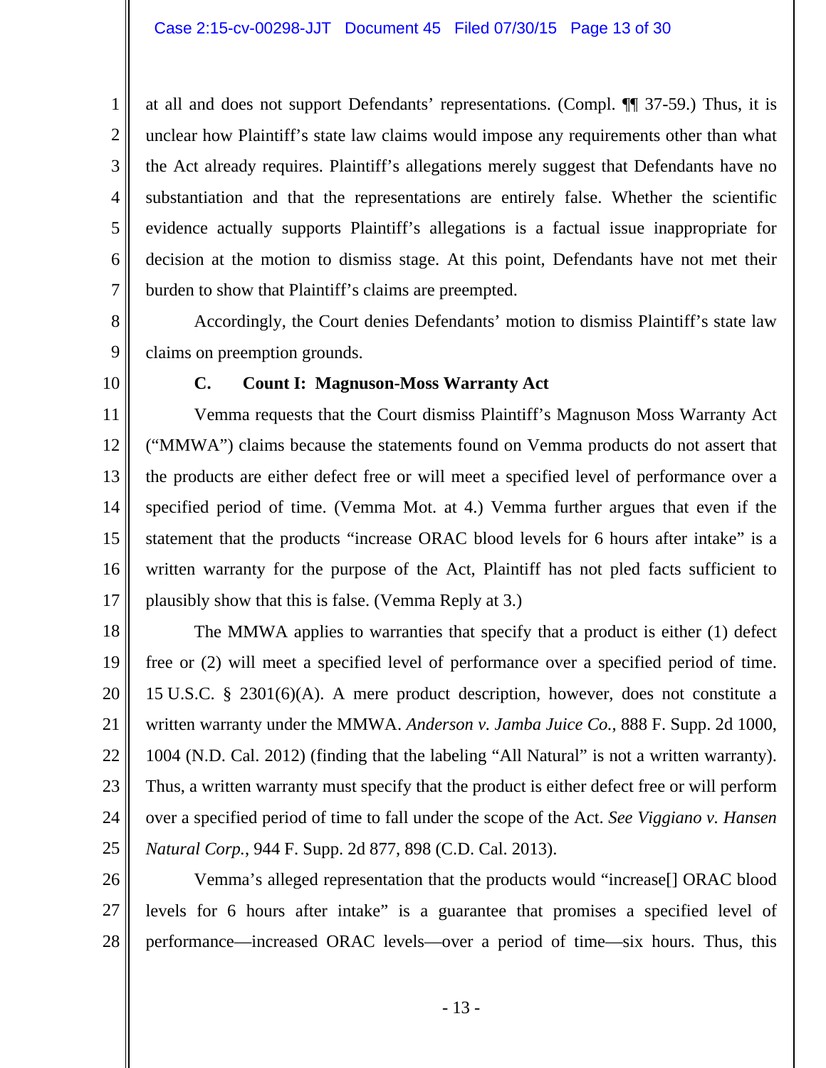at all and does not support Defendants' representations. (Compl. ¶¶ 37-59.) Thus, it is unclear how Plaintiff's state law claims would impose any requirements other than what the Act already requires. Plaintiff's allegations merely suggest that Defendants have no substantiation and that the representations are entirely false. Whether the scientific evidence actually supports Plaintiff's allegations is a factual issue inappropriate for decision at the motion to dismiss stage. At this point, Defendants have not met their burden to show that Plaintiff's claims are preempted.

Accordingly, the Court denies Defendants' motion to dismiss Plaintiff's state law claims on preemption grounds.

### C. Count I: Magnuson-Moss Warranty Act

Vemma requests that the Court dismiss Plaintiff's Magnuson Moss Warranty Act ("MMWA") claims because the statements found on Vemma products do not assert that the products are either defect free or will meet a specified level of performance over a specified period of time. (Vemma Mot. at 4.) Vemma further argues that even if the statement that the products "increase ORAC blood levels for 6 hours after intake" is a written warranty for the purpose of the Act, Plaintiff has not pled facts sufficient to plausibly show that this is false. (Vemma Reply at 3.)

The MMWA applies to warranties that specify that a product is either (1) defect free or (2) will meet a specified level of performance over a specified period of time. 15 U.S.C. § 2301(6)(A). A mere product description, however, does not constitute a written warranty under the MMWA. *Anderson v. Jamba Juice Co.*, 888 F. Supp. 2d 1000, 1004 (N.D. Cal. 2012) (finding that the labeling "All Natural" is not a written warranty). Thus, a written warranty must specify that the product is either defect free or will perform over a specified period of time to fall under the scope of the Act. *See Viggiano v. Hansen Natural Corp.*, 944 F. Supp. 2d 877, 898 (C.D. Cal. 2013).

Vemma's alleged representation that the products would "increase[] ORAC blood levels for 6 hours after intake" is a guarantee that promises a specified level of performance—increased ORAC levels—over a period of time—six hours. Thus, this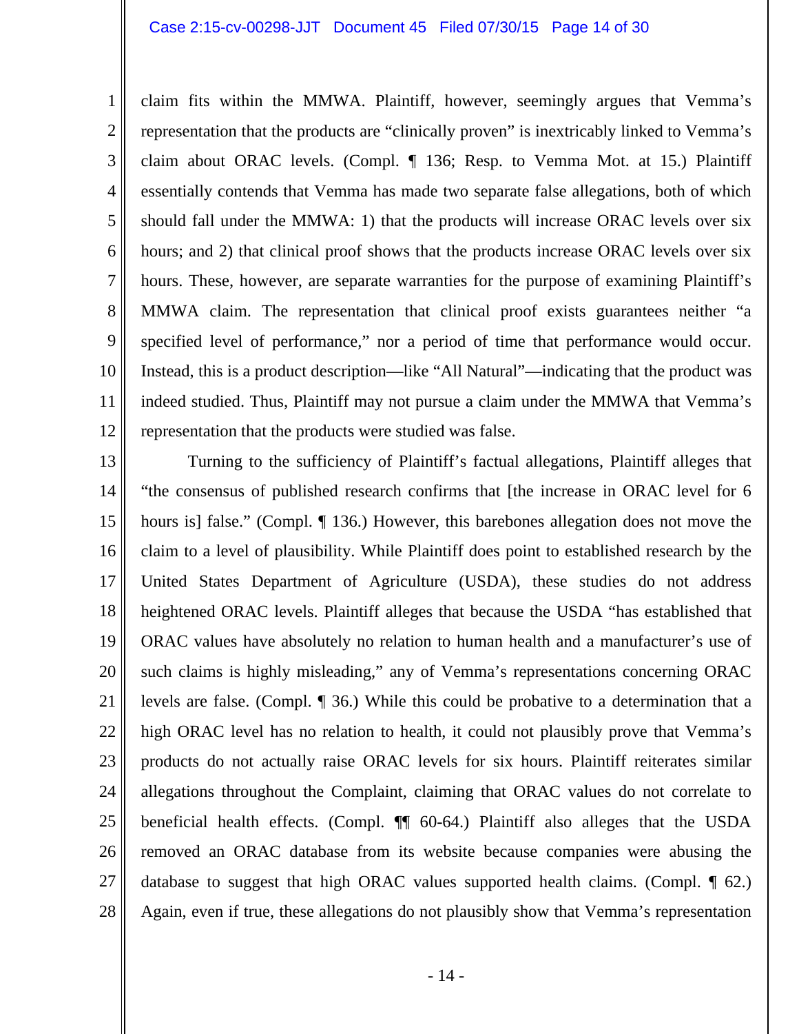claim fits within the MMWA. Plaintiff, however, seemingly argues that Vemma's representation that the products are "clinically proven" is inextricably linked to Vemma's claim about ORAC levels. (Compl. ¶ 136; Resp. to Vemma Mot. at 15.) Plaintiff essentially contends that Vemma has made two separate false allegations, both of which should fall under the MMWA: 1) that the products will increase ORAC levels over six hours; and 2) that clinical proof shows that the products increase ORAC levels over six hours. These, however, are separate warranties for the purpose of examining Plaintiff's MMWA claim. The representation that clinical proof exists guarantees neither "a specified level of performance," nor a period of time that performance would occur. Instead, this is a product description—like "All Natural"—indicating that the product was indeed studied. Thus, Plaintiff may not pursue a claim under the MMWA that Vemma's representation that the products were studied was false.

Turning to the sufficiency of Plaintiff's factual allegations, Plaintiff alleges that "the consensus of published research confirms that [the increase in ORAC level for 6 hours is] false." (Compl. ¶ 136.) However, this barebones allegation does not move the claim to a level of plausibility. While Plaintiff does point to established research by the United States Department of Agriculture (USDA), these studies do not address heightened ORAC levels. Plaintiff alleges that because the USDA "has established that ORAC values have absolutely no relation to human health and a manufacturer's use of such claims is highly misleading," any of Vemma's representations concerning ORAC levels are false. (Compl. ¶ 36.) While this could be probative to a determination that a high ORAC level has no relation to health, it could not plausibly prove that Vemma's products do not actually raise ORAC levels for six hours. Plaintiff reiterates similar allegations throughout the Complaint, claiming that ORAC values do not correlate to beneficial health effects. (Compl. ¶¶ 60-64.) Plaintiff also alleges that the USDA removed an ORAC database from its website because companies were abusing the database to suggest that high ORAC values supported health claims. (Compl. ¶ 62.) Again, even if true, these allegations do not plausibly show that Vemma's representation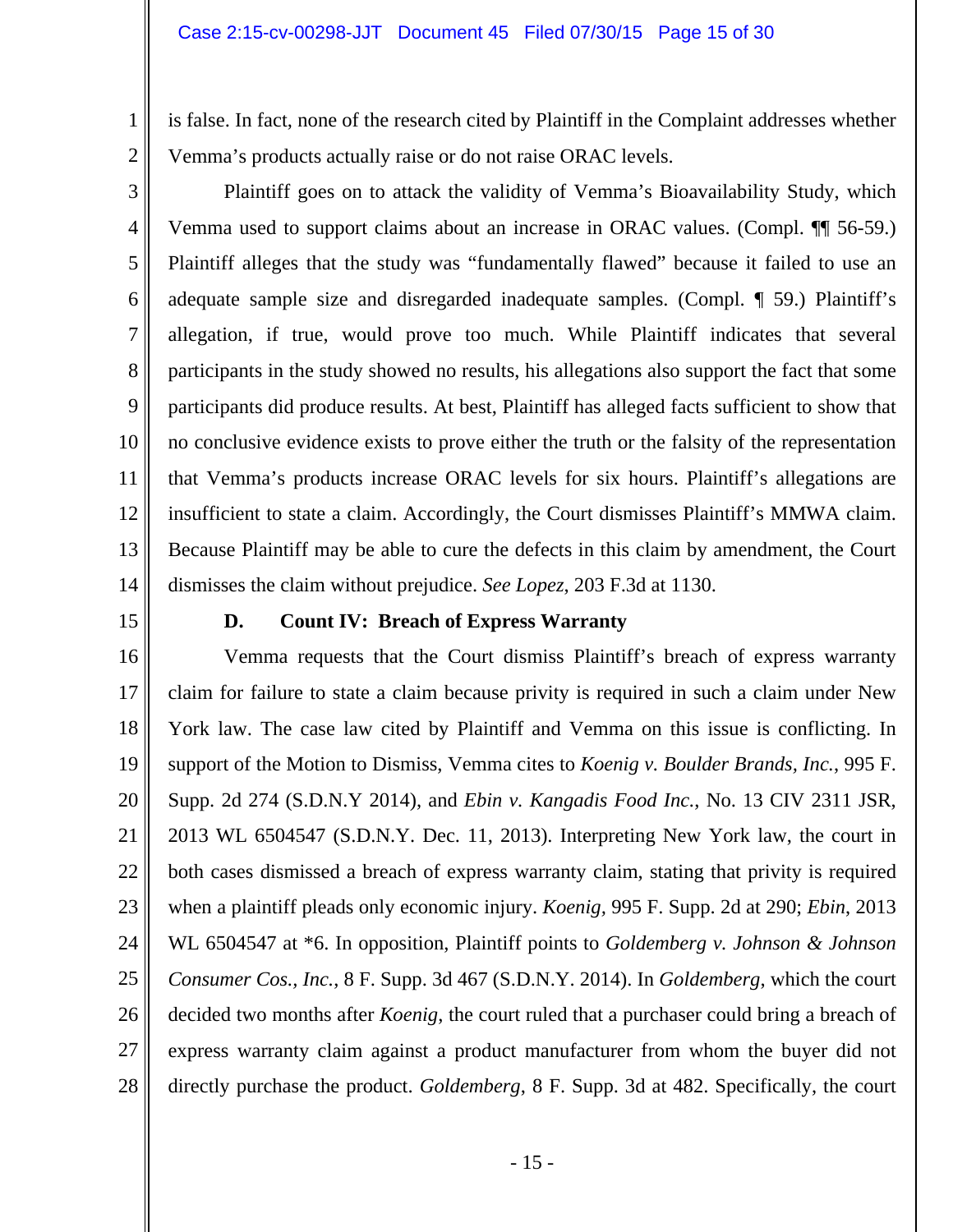is false. In fact, none of the research cited by Plaintiff in the Complaint addresses whether Vemma's products actually raise or do not raise ORAC levels.

Plaintiff goes on to attack the validity of Vemma's Bioavailability Study, which Vemma used to support claims about an increase in ORAC values. (Compl. ¶¶ 56-59.) Plaintiff alleges that the study was "fundamentally flawed" because it failed to use an adequate sample size and disregarded inadequate samples. (Compl. ¶ 59.) Plaintiff's allegation, if true, would prove too much. While Plaintiff indicates that several participants in the study showed no results, his allegations also support the fact that some participants did produce results. At best, Plaintiff has alleged facts sufficient to show that no conclusive evidence exists to prove either the truth or the falsity of the representation that Vemma's products increase ORAC levels for six hours. Plaintiff's allegations are insufficient to state a claim. Accordingly, the Court dismisses Plaintiff's MMWA claim. Because Plaintiff may be able to cure the defects in this claim by amendment, the Court dismisses the claim without prejudice. *See Lopez*, 203 F.3d at 1130.

### D. Count IV: Breach of Express Warranty

Vemma requests that the Court dismiss Plaintiff's breach of express warranty claim for failure to state a claim because privity is required in such a claim under New York law. The case law cited by Plaintiff and Vemma on this issue is conflicting. In support of the Motion to Dismiss, Vemma cites to *Koenig v. Boulder Brands, Inc.*, 995 F. Supp. 2d 274 (S.D.N.Y 2014), and *Ebin v. Kangadis Food Inc.*, No. 13 CIV 2311 JSR, 2013 WL 6504547 (S.D.N.Y. Dec. 11, 2013). Interpreting New York law, the court in both cases dismissed a breach of express warranty claim, stating that privity is required when a plaintiff pleads only economic injury. *Koenig*, 995 F. Supp. 2d at 290; *Ebin*, 2013 WL 6504547 at *6. In opposition, Plaintiff points to *Goldemberg v. Johnson & Johnson Consumer Cos., Inc.*, 8 F. Supp. 3d 467 (S.D.N.Y. 2014). In *Goldemberg*, which the court decided two months after *Koenig*, the court ruled that a purchaser could bring a breach of express warranty claim against a product manufacturer from whom the buyer did not directly purchase the product. *Goldemberg*, 8 F. Supp. 3d at 482. Specifically, the court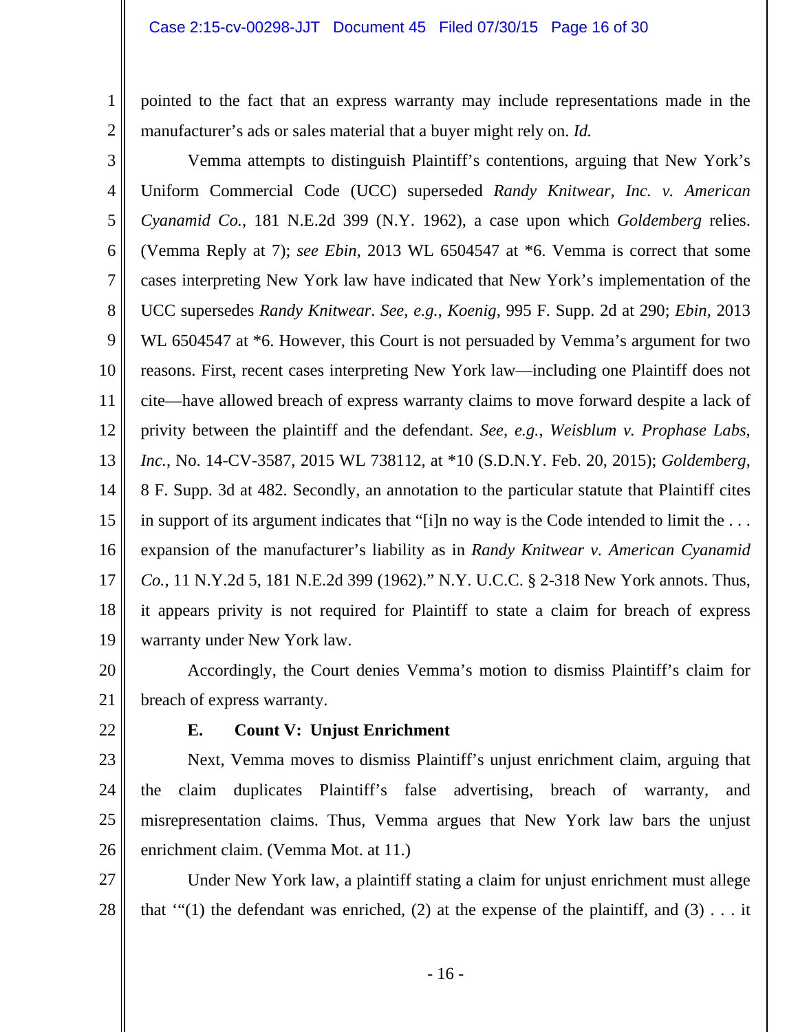pointed to the fact that an express warranty may include representations made in the manufacturer's ads or sales material that a buyer might rely on. *Id.*

Vemma attempts to distinguish Plaintiff's contentions, arguing that New York's Uniform Commercial Code (UCC) superseded *Randy Knitwear, Inc. v. American Cyanamid Co.*, 181 N.E.2d 399 (N.Y. 1962), a case upon which *Goldemberg* relies. (Vemma Reply at 7); *see Ebin*, 2013 WL 6504547 at *6. Vemma is correct that some cases interpreting New York law have indicated that New York's implementation of the UCC supersedes *Randy Knitwear*. *See, e.g.*, *Koenig*, 995 F. Supp. 2d at 290; *Ebin*, 2013 WL 6504547 at *6. However, this Court is not persuaded by Vemma's argument for two reasons. First, recent cases interpreting New York law—including one Plaintiff does not cite—have allowed breach of express warranty claims to move forward despite a lack of privity between the plaintiff and the defendant. *See, e.g.*, *Weisblum v. Prophase Labs, Inc.*, No. 14-CV-3587, 2015 WL 738112, at *10 (S.D.N.Y. Feb. 20, 2015); *Goldemberg*, 8 F. Supp. 3d at 482. Secondly, an annotation to the particular statute that Plaintiff cites in support of its argument indicates that "[i]n no way is the Code intended to limit the . . . expansion of the manufacturer's liability as in *Randy Knitwear v. American Cyanamid Co.*, 11 N.Y.2d 5, 181 N.E.2d 399 (1962)." N.Y. U.C.C. § 2-318 New York annots. Thus, it appears privity is not required for Plaintiff to state a claim for breach of express warranty under New York law.

Accordingly, the Court denies Vemma's motion to dismiss Plaintiff's claim for breach of express warranty.

### E. Count V: Unjust Enrichment

Next, Vemma moves to dismiss Plaintiff's unjust enrichment claim, arguing that the claim duplicates Plaintiff's false advertising, breach of warranty, and misrepresentation claims. Thus, Vemma argues that New York law bars the unjust enrichment claim. (Vemma Mot. at 11.)

Under New York law, a plaintiff stating a claim for unjust enrichment must allege that '"(1) the defendant was enriched, (2) at the expense of the plaintiff, and (3) . . . it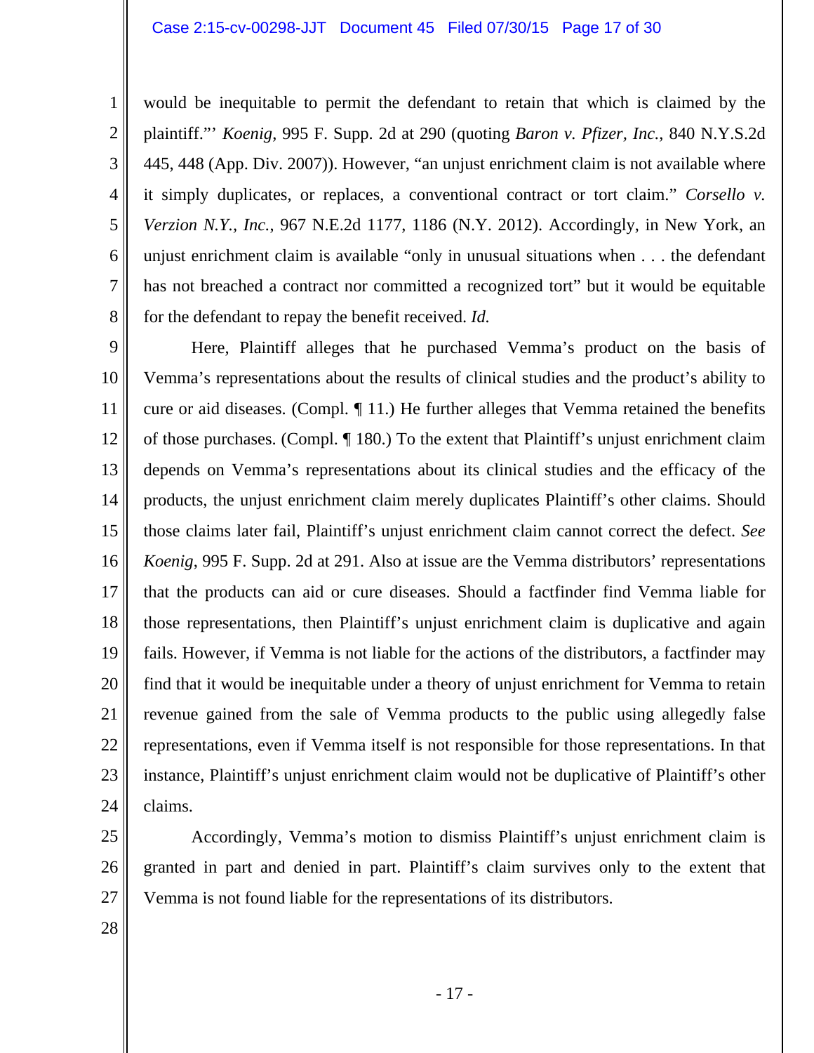would be inequitable to permit the defendant to retain that which is claimed by the plaintiff."' *Koenig*, 995 F. Supp. 2d at 290 (quoting *Baron v. Pfizer, Inc.*, 840 N.Y.S.2d 445, 448 (App. Div. 2007)). However, "an unjust enrichment claim is not available where it simply duplicates, or replaces, a conventional contract or tort claim." *Corsello v. Verzion N.Y., Inc.*, 967 N.E.2d 1177, 1186 (N.Y. 2012). Accordingly, in New York, an unjust enrichment claim is available "only in unusual situations when . . . the defendant has not breached a contract nor committed a recognized tort" but it would be equitable for the defendant to repay the benefit received. *Id.*

Here, Plaintiff alleges that he purchased Vemma's product on the basis of Vemma's representations about the results of clinical studies and the product's ability to cure or aid diseases. (Compl. ¶ 11.) He further alleges that Vemma retained the benefits of those purchases. (Compl. ¶ 180.) To the extent that Plaintiff's unjust enrichment claim depends on Vemma's representations about its clinical studies and the efficacy of the products, the unjust enrichment claim merely duplicates Plaintiff's other claims. Should those claims later fail, Plaintiff's unjust enrichment claim cannot correct the defect. *See Koenig*, 995 F. Supp. 2d at 291. Also at issue are the Vemma distributors' representations that the products can aid or cure diseases. Should a factfinder find Vemma liable for those representations, then Plaintiff's unjust enrichment claim is duplicative and again fails. However, if Vemma is not liable for the actions of the distributors, a factfinder may find that it would be inequitable under a theory of unjust enrichment for Vemma to retain revenue gained from the sale of Vemma products to the public using allegedly false representations, even if Vemma itself is not responsible for those representations. In that instance, Plaintiff's unjust enrichment claim would not be duplicative of Plaintiff's other claims.

Accordingly, Vemma's motion to dismiss Plaintiff's unjust enrichment claim is granted in part and denied in part. Plaintiff's claim survives only to the extent that Vemma is not found liable for the representations of its distributors.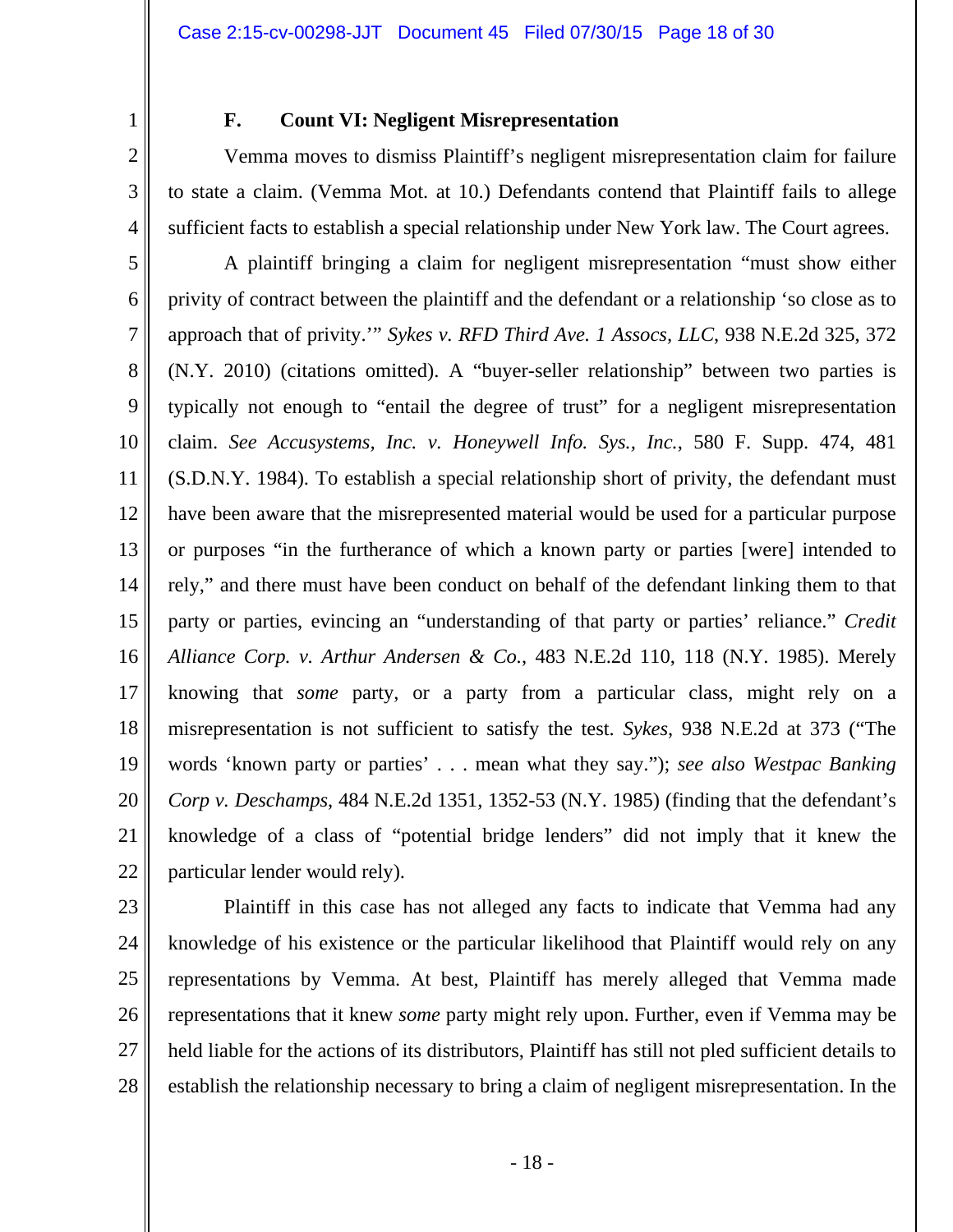### F. Count VI: Negligent Misrepresentation

Vemma moves to dismiss Plaintiff's negligent misrepresentation claim for failure to state a claim. (Vemma Mot. at 10.) Defendants contend that Plaintiff fails to allege sufficient facts to establish a special relationship under New York law. The Court agrees.

A plaintiff bringing a claim for negligent misrepresentation "must show either privity of contract between the plaintiff and the defendant or a relationship 'so close as to approach that of privity.'" *Sykes v. RFD Third Ave. 1 Assocs, LLC*, 938 N.E.2d 325, 372 (N.Y. 2010) (citations omitted). A "buyer-seller relationship" between two parties is typically not enough to "entail the degree of trust" for a negligent misrepresentation claim. *See Accusystems, Inc. v. Honeywell Info. Sys., Inc.*, 580 F. Supp. 474, 481 (S.D.N.Y. 1984). To establish a special relationship short of privity, the defendant must have been aware that the misrepresented material would be used for a particular purpose or purposes "in the furtherance of which a known party or parties [were] intended to rely," and there must have been conduct on behalf of the defendant linking them to that party or parties, evincing an "understanding of that party or parties' reliance." *Credit Alliance Corp. v. Arthur Andersen & Co.*, 483 N.E.2d 110, 118 (N.Y. 1985). Merely knowing that *some* party, or a party from a particular class, might rely on a misrepresentation is not sufficient to satisfy the test. *Sykes*, 938 N.E.2d at 373 ("The words 'known party or parties' . . . mean what they say."); *see also Westpac Banking Corp v. Deschamps*, 484 N.E.2d 1351, 1352-53 (N.Y. 1985) (finding that the defendant's knowledge of a class of "potential bridge lenders" did not imply that it knew the particular lender would rely).

Plaintiff in this case has not alleged any facts to indicate that Vemma had any knowledge of his existence or the particular likelihood that Plaintiff would rely on any representations by Vemma. At best, Plaintiff has merely alleged that Vemma made representations that it knew *some* party might rely upon. Further, even if Vemma may be held liable for the actions of its distributors, Plaintiff has still not pled sufficient details to establish the relationship necessary to bring a claim of negligent misrepresentation. In the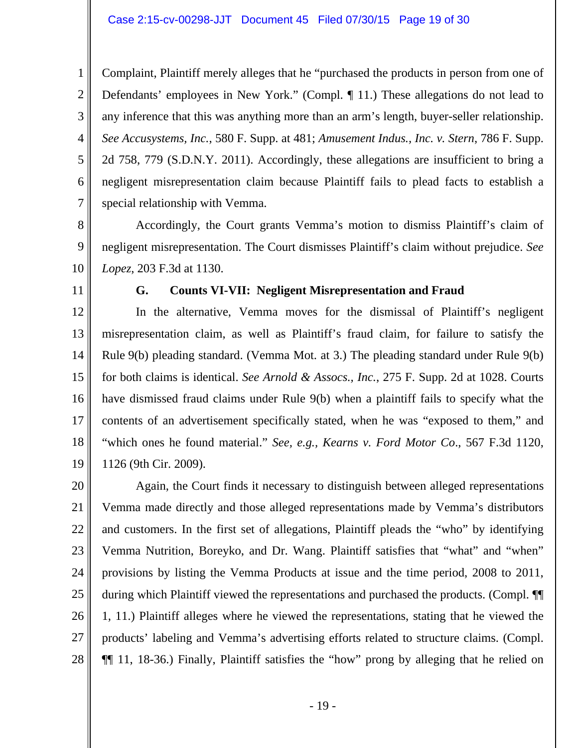Complaint, Plaintiff merely alleges that he "purchased the products in person from one of Defendants' employees in New York." (Compl. ¶ 11.) These allegations do not lead to any inference that this was anything more than an arm's length, buyer-seller relationship. *See Accusystems, Inc.*, 580 F. Supp. at 481; *Amusement Indus., Inc. v. Stern*, 786 F. Supp. 2d 758, 779 (S.D.N.Y. 2011). Accordingly, these allegations are insufficient to bring a negligent misrepresentation claim because Plaintiff fails to plead facts to establish a special relationship with Vemma.

Accordingly, the Court grants Vemma's motion to dismiss Plaintiff's claim of negligent misrepresentation. The Court dismisses Plaintiff's claim without prejudice. *See Lopez*, 203 F.3d at 1130.

**G. Counts VI-VII: Negligent Misrepresentation and Fraud**

In the alternative, Vemma moves for the dismissal of Plaintiff's negligent misrepresentation claim, as well as Plaintiff's fraud claim, for failure to satisfy the Rule 9(b) pleading standard. (Vemma Mot. at 3.) The pleading standard under Rule 9(b) for both claims is identical. *See Arnold & Assocs., Inc.*, 275 F. Supp. 2d at 1028. Courts have dismissed fraud claims under Rule 9(b) when a plaintiff fails to specify what the contents of an advertisement specifically stated, when he was "exposed to them," and "which ones he found material." *See, e.g., Kearns v. Ford Motor Co.*, 567 F.3d 1120, 1126 (9th Cir. 2009).

Again, the Court finds it necessary to distinguish between alleged representations Vemma made directly and those alleged representations made by Vemma's distributors and customers. In the first set of allegations, Plaintiff pleads the "who" by identifying Vemma Nutrition, Boreyko, and Dr. Wang. Plaintiff satisfies that "what" and "when" provisions by listing the Vemma Products at issue and the time period, 2008 to 2011, during which Plaintiff viewed the representations and purchased the products. (Compl. ¶¶ 1, 11.) Plaintiff alleges where he viewed the representations, stating that he viewed the products' labeling and Vemma's advertising efforts related to structure claims. (Compl. ¶¶ 11, 18-36.) Finally, Plaintiff satisfies the "how" prong by alleging that he relied on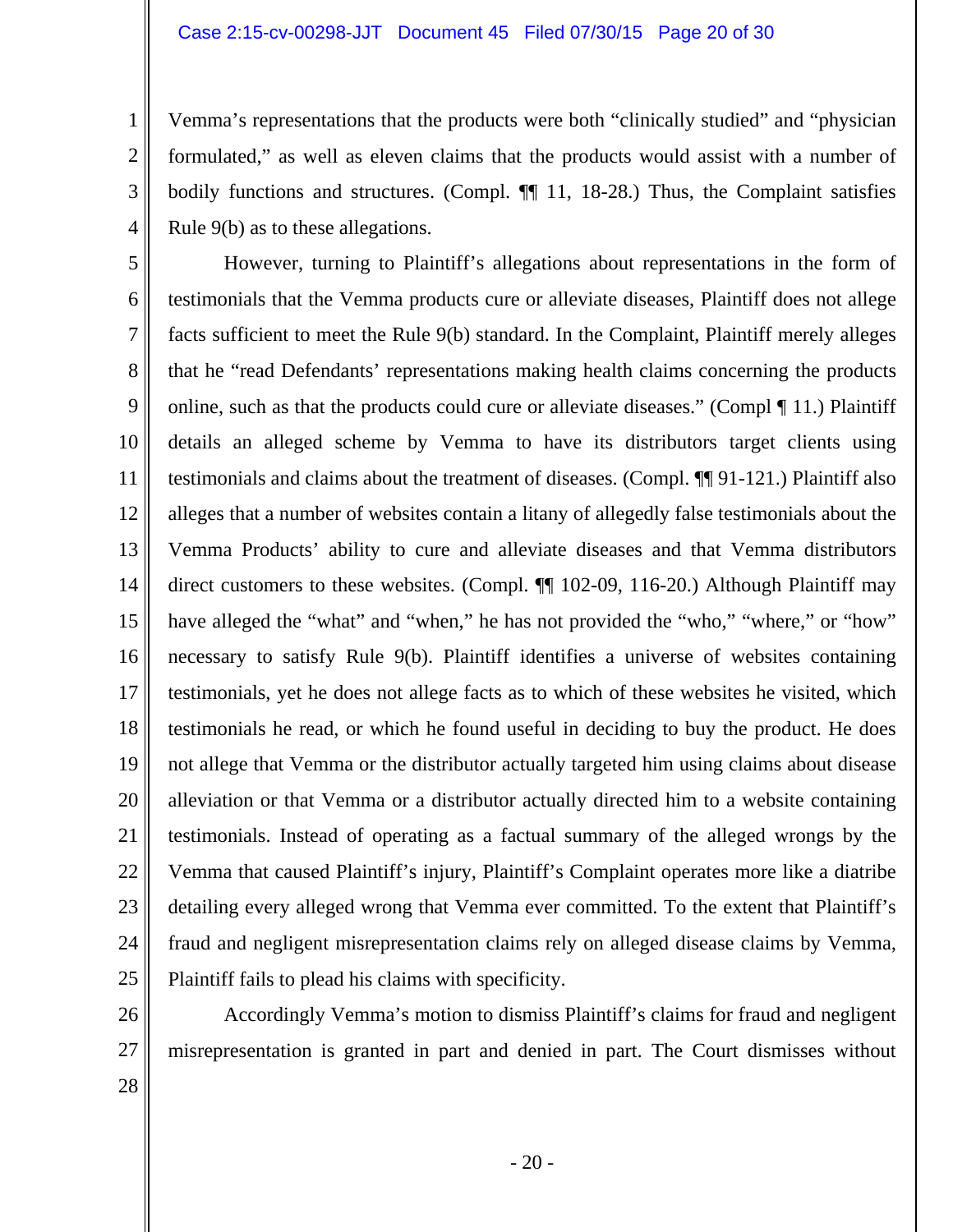Vemma's representations that the products were both "clinically studied" and "physician formulated," as well as eleven claims that the products would assist with a number of bodily functions and structures. (Compl. ¶¶ 11, 18-28.) Thus, the Complaint satisfies Rule 9(b) as to these allegations.

However, turning to Plaintiff's allegations about representations in the form of testimonials that the Vemma products cure or alleviate diseases, Plaintiff does not allege facts sufficient to meet the Rule 9(b) standard. In the Complaint, Plaintiff merely alleges that he "read Defendants' representations making health claims concerning the products online, such as that the products could cure or alleviate diseases." (Compl ¶ 11.) Plaintiff details an alleged scheme by Vemma to have its distributors target clients using testimonials and claims about the treatment of diseases. (Compl. ¶¶ 91-121.) Plaintiff also alleges that a number of websites contain a litany of allegedly false testimonials about the Vemma Products' ability to cure and alleviate diseases and that Vemma distributors direct customers to these websites. (Compl. ¶¶ 102-09, 116-20.) Although Plaintiff may have alleged the "what" and "when," he has not provided the "who," "where," or "how" necessary to satisfy Rule 9(b). Plaintiff identifies a universe of websites containing testimonials, yet he does not allege facts as to which of these websites he visited, which testimonials he read, or which he found useful in deciding to buy the product. He does not allege that Vemma or the distributor actually targeted him using claims about disease alleviation or that Vemma or a distributor actually directed him to a website containing testimonials. Instead of operating as a factual summary of the alleged wrongs by the Vemma that caused Plaintiff's injury, Plaintiff's Complaint operates more like a diatribe detailing every alleged wrong that Vemma ever committed. To the extent that Plaintiff's fraud and negligent misrepresentation claims rely on alleged disease claims by Vemma, Plaintiff fails to plead his claims with specificity.

Accordingly Vemma's motion to dismiss Plaintiff's claims for fraud and negligent misrepresentation is granted in part and denied in part. The Court dismisses without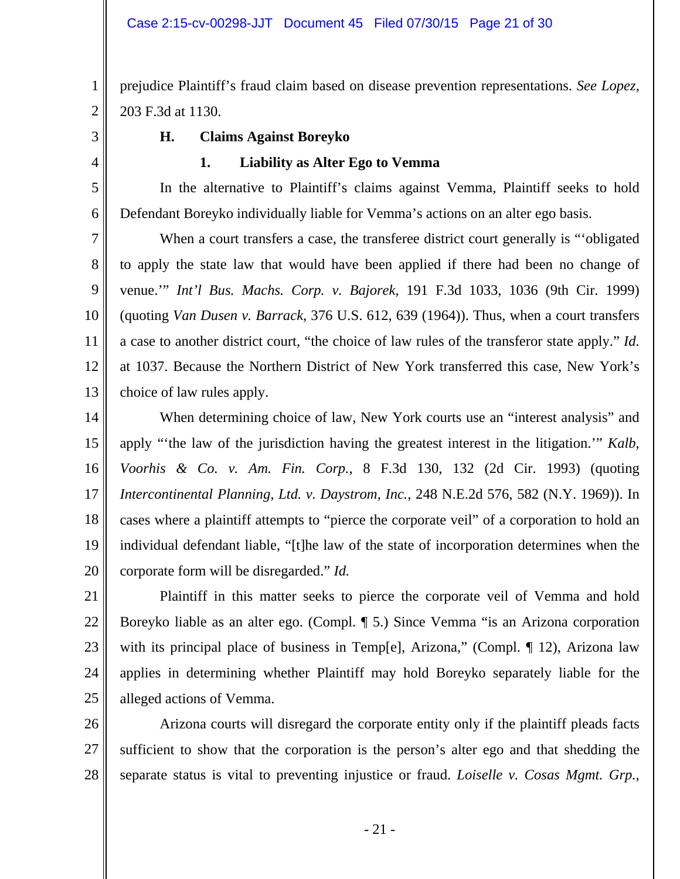prejudice Plaintiff's fraud claim based on disease prevention representations. *See Lopez*, 203 F.3d at 1130.

### H. Claims Against Boreyko

#### 1. Liability as Alter Ego to Vemma

In the alternative to Plaintiff's claims against Vemma, Plaintiff seeks to hold Defendant Boreyko individually liable for Vemma's actions on an alter ego basis.

When a court transfers a case, the transferee district court generally is "'obligated to apply the state law that would have been applied if there had been no change of venue.'" *Int'l Bus. Machs. Corp. v. Bajorek*, 191 F.3d 1033, 1036 (9th Cir. 1999) (quoting *Van Dusen v. Barrack*, 376 U.S. 612, 639 (1964)). Thus, when a court transfers a case to another district court, "the choice of law rules of the transferor state apply." *Id.* at 1037. Because the Northern District of New York transferred this case, New York's choice of law rules apply.

When determining choice of law, New York courts use an "interest analysis" and apply "'the law of the jurisdiction having the greatest interest in the litigation.'" *Kalb, Voorhis & Co. v. Am. Fin. Corp.*, 8 F.3d 130, 132 (2d Cir. 1993) (quoting *Intercontinental Planning, Ltd. v. Daystrom, Inc.*, 248 N.E.2d 576, 582 (N.Y. 1969)). In cases where a plaintiff attempts to "pierce the corporate veil" of a corporation to hold an individual defendant liable, "[t]he law of the state of incorporation determines when the corporate form will be disregarded." *Id.*

Plaintiff in this matter seeks to pierce the corporate veil of Vemma and hold Boreyko liable as an alter ego. (Compl. ¶ 5.) Since Vemma "is an Arizona corporation with its principal place of business in Temp[e], Arizona," (Compl. ¶ 12), Arizona law applies in determining whether Plaintiff may hold Boreyko separately liable for the alleged actions of Vemma.

Arizona courts will disregard the corporate entity only if the plaintiff pleads facts sufficient to show that the corporation is the person's alter ego and that shedding the separate status is vital to preventing injustice or fraud. *Loiselle v. Cosas Mgmt. Grp.,*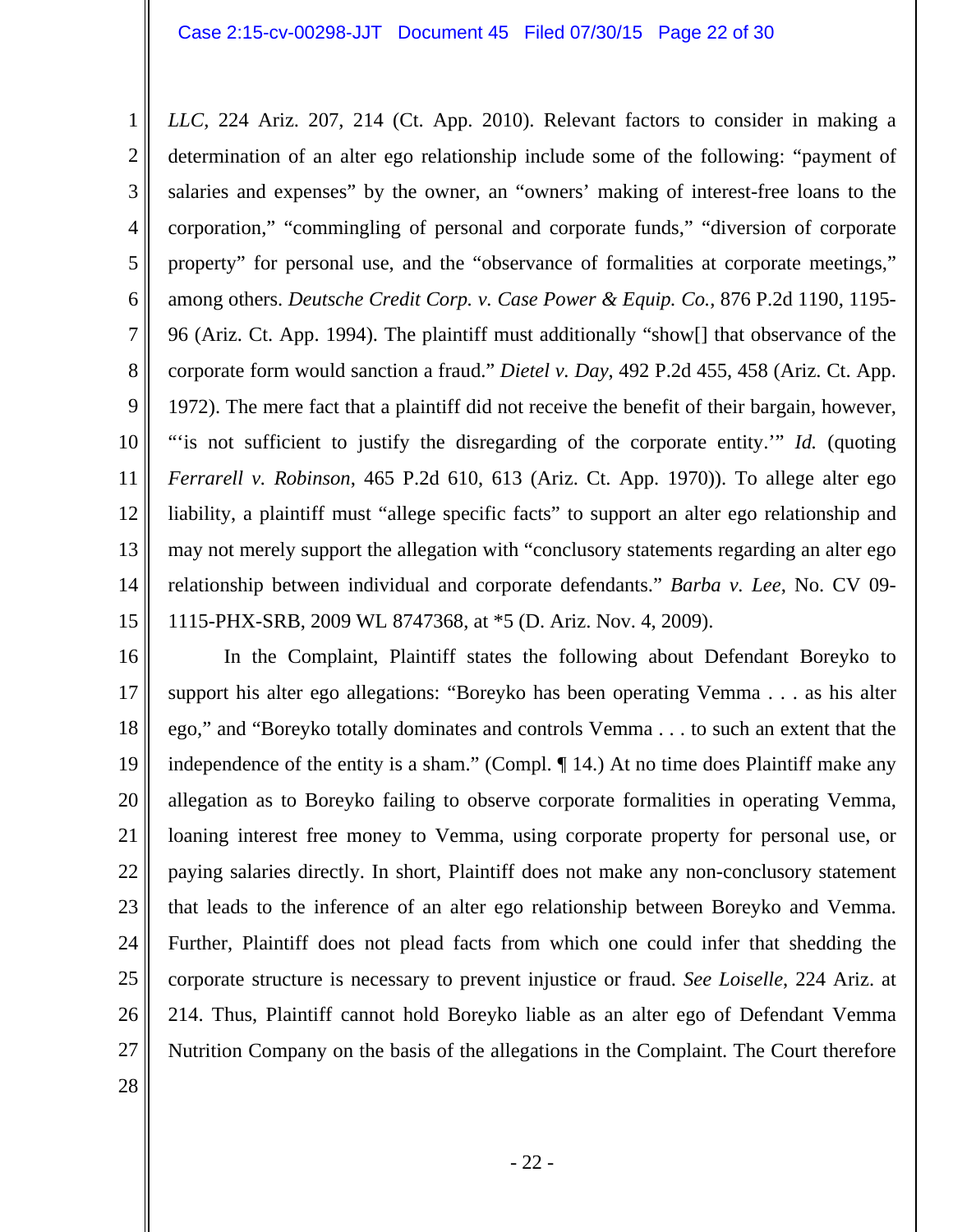*LLC*, 224 Ariz. 207, 214 (Ct. App. 2010). Relevant factors to consider in making a determination of an alter ego relationship include some of the following: "payment of salaries and expenses" by the owner, an "owners' making of interest-free loans to the corporation," "commingling of personal and corporate funds," "diversion of corporate property" for personal use, and the "observance of formalities at corporate meetings," among others. *Deutsche Credit Corp. v. Case Power & Equip. Co.*, 876 P.2d 1190, 1195-96 (Ariz. Ct. App. 1994). The plaintiff must additionally "show[] that observance of the corporate form would sanction a fraud." *Dietel v. Day*, 492 P.2d 455, 458 (Ariz. Ct. App. 1972). The mere fact that a plaintiff did not receive the benefit of their bargain, however, "'is not sufficient to justify the disregarding of the corporate entity.'" *Id.* (quoting *Ferrarell v. Robinson*, 465 P.2d 610, 613 (Ariz. Ct. App. 1970)). To allege alter ego liability, a plaintiff must "allege specific facts" to support an alter ego relationship and may not merely support the allegation with "conclusory statements regarding an alter ego relationship between individual and corporate defendants." *Barba v. Lee*, No. CV 09-1115-PHX-SRB, 2009 WL 8747368, at *5 (D. Ariz. Nov. 4, 2009).

In the Complaint, Plaintiff states the following about Defendant Boreyko to support his alter ego allegations: "Boreyko has been operating Vemma . . . as his alter ego," and "Boreyko totally dominates and controls Vemma . . . to such an extent that the independence of the entity is a sham." (Compl. ¶ 14.) At no time does Plaintiff make any allegation as to Boreyko failing to observe corporate formalities in operating Vemma, loaning interest free money to Vemma, using corporate property for personal use, or paying salaries directly. In short, Plaintiff does not make any non-conclusory statement that leads to the inference of an alter ego relationship between Boreyko and Vemma. Further, Plaintiff does not plead facts from which one could infer that shedding the corporate structure is necessary to prevent injustice or fraud. *See Loiselle*, 224 Ariz. at 214. Thus, Plaintiff cannot hold Boreyko liable as an alter ego of Defendant Vemma Nutrition Company on the basis of the allegations in the Complaint. The Court therefore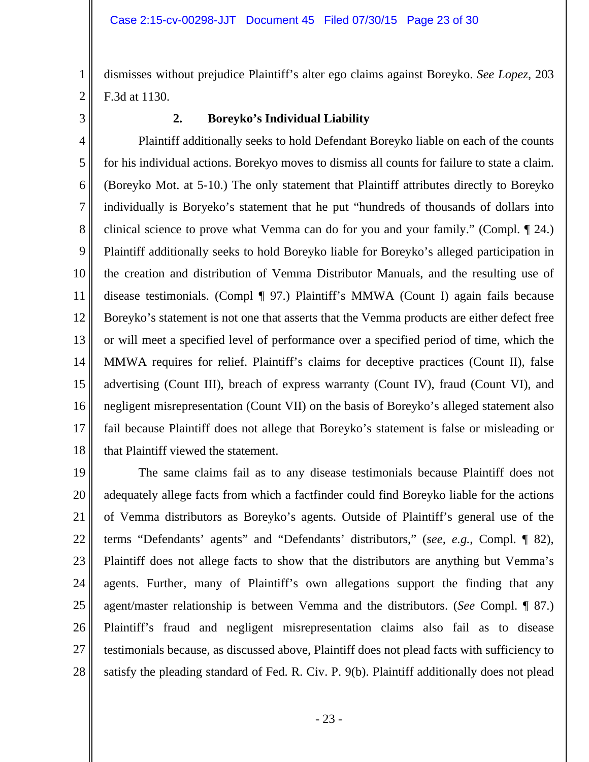dismisses without prejudice Plaintiff's alter ego claims against Boreyko. *See Lopez*, 203 F.3d at 1130.

### 2. Boreyko's Individual Liability

Plaintiff additionally seeks to hold Defendant Boreyko liable on each of the counts for his individual actions. Borekyo moves to dismiss all counts for failure to state a claim. (Boreyko Mot. at 5-10.) The only statement that Plaintiff attributes directly to Boreyko individually is Boryeko's statement that he put "hundreds of thousands of dollars into clinical science to prove what Vemma can do for you and your family." (Compl. ¶ 24.) Plaintiff additionally seeks to hold Boreyko liable for Boreyko's alleged participation in the creation and distribution of Vemma Distributor Manuals, and the resulting use of disease testimonials. (Compl ¶ 97.) Plaintiff's MMWA (Count I) again fails because Boreyko's statement is not one that asserts that the Vemma products are either defect free or will meet a specified level of performance over a specified period of time, which the MMWA requires for relief. Plaintiff's claims for deceptive practices (Count II), false advertising (Count III), breach of express warranty (Count IV), fraud (Count VI), and negligent misrepresentation (Count VII) on the basis of Boreyko's alleged statement also fail because Plaintiff does not allege that Boreyko's statement is false or misleading or that Plaintiff viewed the statement.

The same claims fail as to any disease testimonials because Plaintiff does not adequately allege facts from which a factfinder could find Boreyko liable for the actions of Vemma distributors as Boreyko's agents. Outside of Plaintiff's general use of the terms "Defendants' agents" and "Defendants' distributors," (*see, e.g.*, Compl. ¶ 82), Plaintiff does not allege facts to show that the distributors are anything but Vemma's agents. Further, many of Plaintiff's own allegations support the finding that any agent/master relationship is between Vemma and the distributors. (*See* Compl. ¶ 87.) Plaintiff's fraud and negligent misrepresentation claims also fail as to disease testimonials because, as discussed above, Plaintiff does not plead facts with sufficiency to satisfy the pleading standard of Fed. R. Civ. P. 9(b). Plaintiff additionally does not plead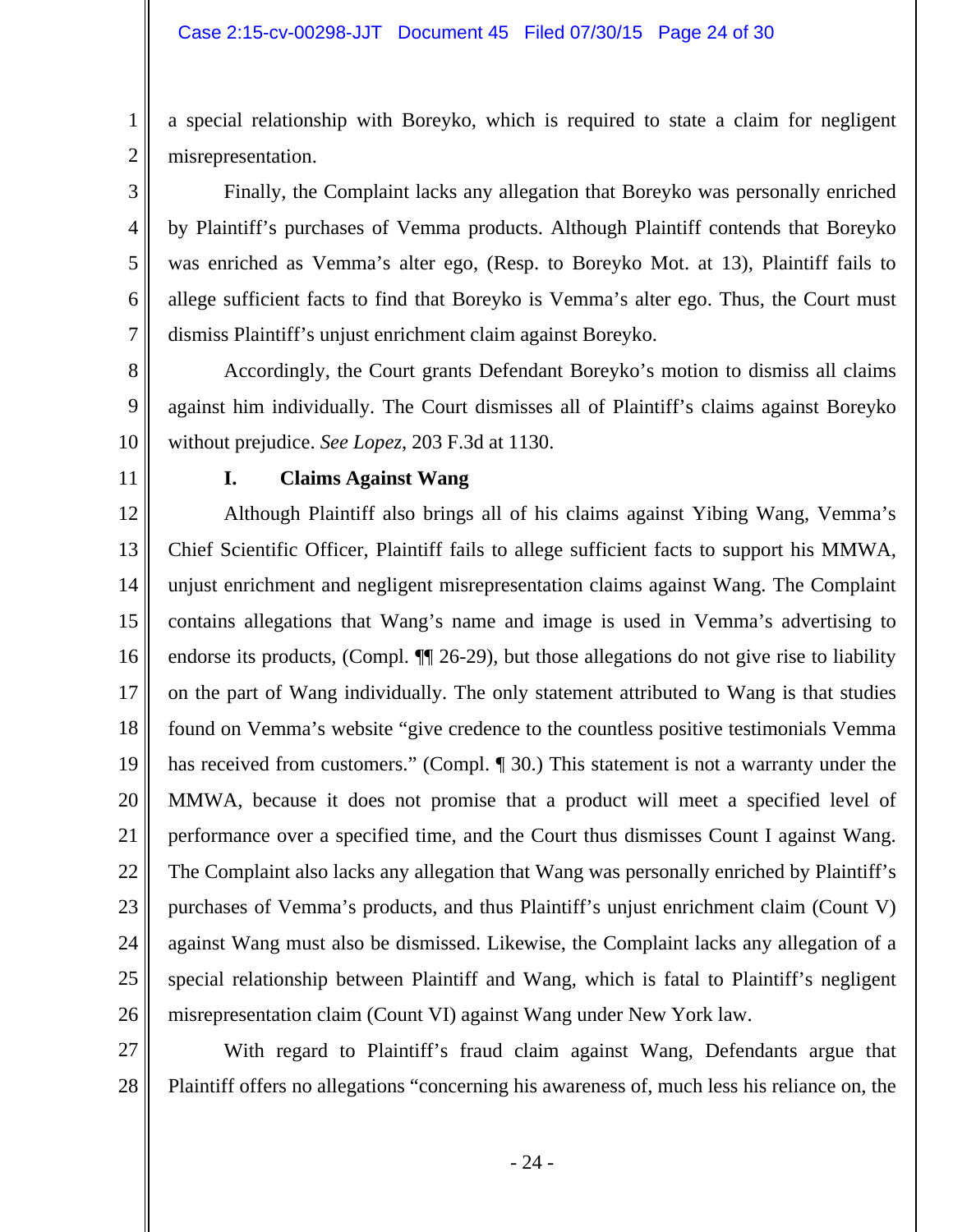a special relationship with Boreyko, which is required to state a claim for negligent misrepresentation.

Finally, the Complaint lacks any allegation that Boreyko was personally enriched by Plaintiff's purchases of Vemma products. Although Plaintiff contends that Boreyko was enriched as Vemma's alter ego, (Resp. to Boreyko Mot. at 13), Plaintiff fails to allege sufficient facts to find that Boreyko is Vemma's alter ego. Thus, the Court must dismiss Plaintiff's unjust enrichment claim against Boreyko.

Accordingly, the Court grants Defendant Boreyko's motion to dismiss all claims against him individually. The Court dismisses all of Plaintiff's claims against Boreyko without prejudice. *See Lopez*, 203 F.3d at 1130.

### I. Claims Against Wang

Although Plaintiff also brings all of his claims against Yibing Wang, Vemma's Chief Scientific Officer, Plaintiff fails to allege sufficient facts to support his MMWA, unjust enrichment and negligent misrepresentation claims against Wang. The Complaint contains allegations that Wang's name and image is used in Vemma's advertising to endorse its products, (Compl. ¶¶ 26-29), but those allegations do not give rise to liability on the part of Wang individually. The only statement attributed to Wang is that studies found on Vemma's website "give credence to the countless positive testimonials Vemma has received from customers." (Compl. ¶ 30.) This statement is not a warranty under the MMWA, because it does not promise that a product will meet a specified level of performance over a specified time, and the Court thus dismisses Count I against Wang. The Complaint also lacks any allegation that Wang was personally enriched by Plaintiff's purchases of Vemma's products, and thus Plaintiff's unjust enrichment claim (Count V) against Wang must also be dismissed. Likewise, the Complaint lacks any allegation of a special relationship between Plaintiff and Wang, which is fatal to Plaintiff's negligent misrepresentation claim (Count VI) against Wang under New York law.

With regard to Plaintiff's fraud claim against Wang, Defendants argue that Plaintiff offers no allegations "concerning his awareness of, much less his reliance on, the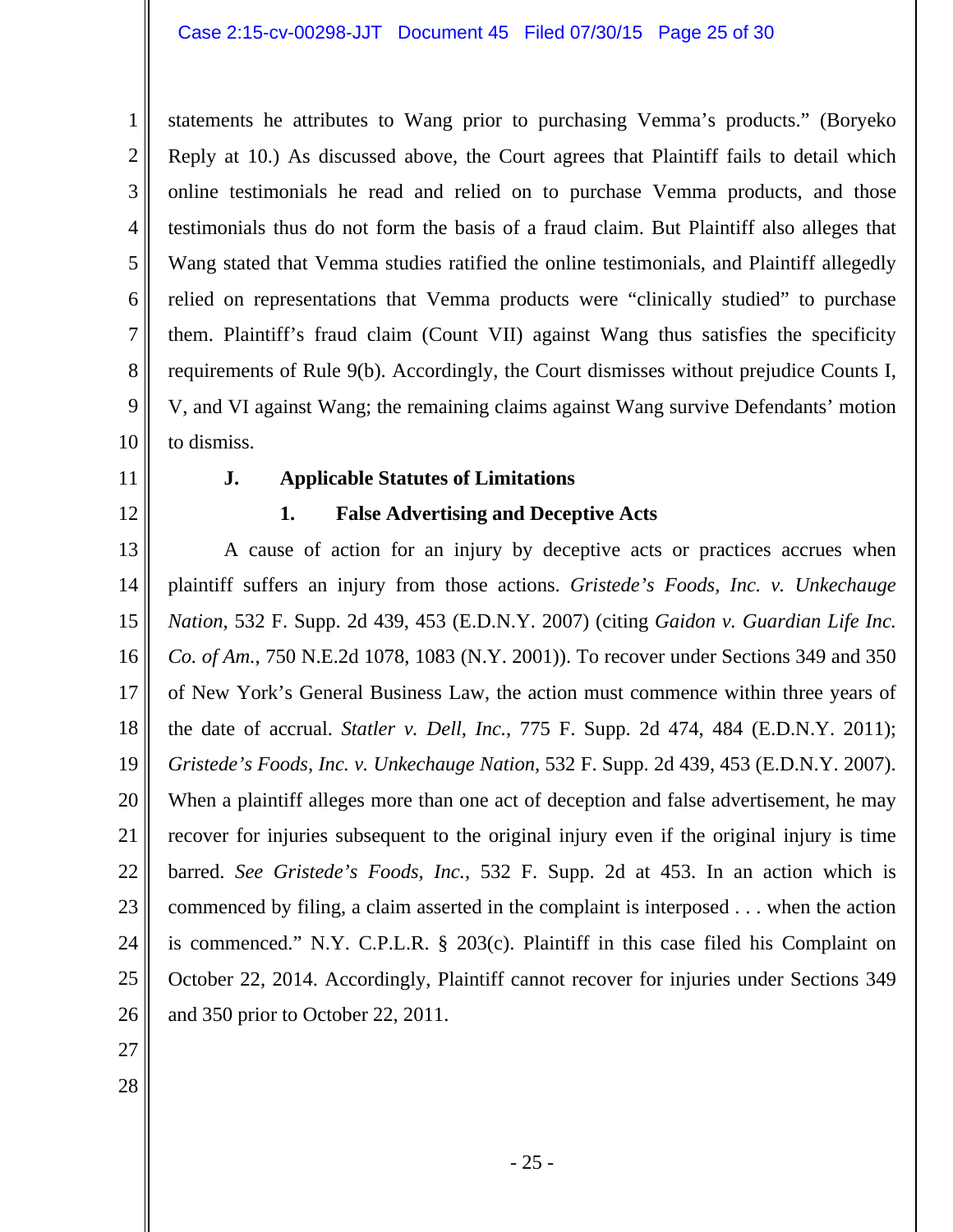statements he attributes to Wang prior to purchasing Vemma's products." (Boryeko Reply at 10.) As discussed above, the Court agrees that Plaintiff fails to detail which online testimonials he read and relied on to purchase Vemma products, and those testimonials thus do not form the basis of a fraud claim. But Plaintiff also alleges that Wang stated that Vemma studies ratified the online testimonials, and Plaintiff allegedly relied on representations that Vemma products were "clinically studied" to purchase them. Plaintiff's fraud claim (Count VII) against Wang thus satisfies the specificity requirements of Rule 9(b). Accordingly, the Court dismisses without prejudice Counts I, V, and VI against Wang; the remaining claims against Wang survive Defendants' motion to dismiss.

### J. Applicable Statutes of Limitations

#### 1. False Advertising and Deceptive Acts

A cause of action for an injury by deceptive acts or practices accrues when plaintiff suffers an injury from those actions. *Gristede's Foods, Inc. v. Unkechauge Nation*, 532 F. Supp. 2d 439, 453 (E.D.N.Y. 2007) (citing *Gaidon v. Guardian Life Inc. Co. of Am.*, 750 N.E.2d 1078, 1083 (N.Y. 2001)). To recover under Sections 349 and 350 of New York's General Business Law, the action must commence within three years of the date of accrual. *Statler v. Dell, Inc.*, 775 F. Supp. 2d 474, 484 (E.D.N.Y. 2011); *Gristede's Foods, Inc. v. Unkechauge Nation*, 532 F. Supp. 2d 439, 453 (E.D.N.Y. 2007). When a plaintiff alleges more than one act of deception and false advertisement, he may recover for injuries subsequent to the original injury even if the original injury is time barred. *See Gristede's Foods, Inc.*, 532 F. Supp. 2d at 453. In an action which is commenced by filing, a claim asserted in the complaint is interposed . . . when the action is commenced." N.Y. C.P.L.R. § 203(c). Plaintiff in this case filed his Complaint on October 22, 2014. Accordingly, Plaintiff cannot recover for injuries under Sections 349 and 350 prior to October 22, 2011.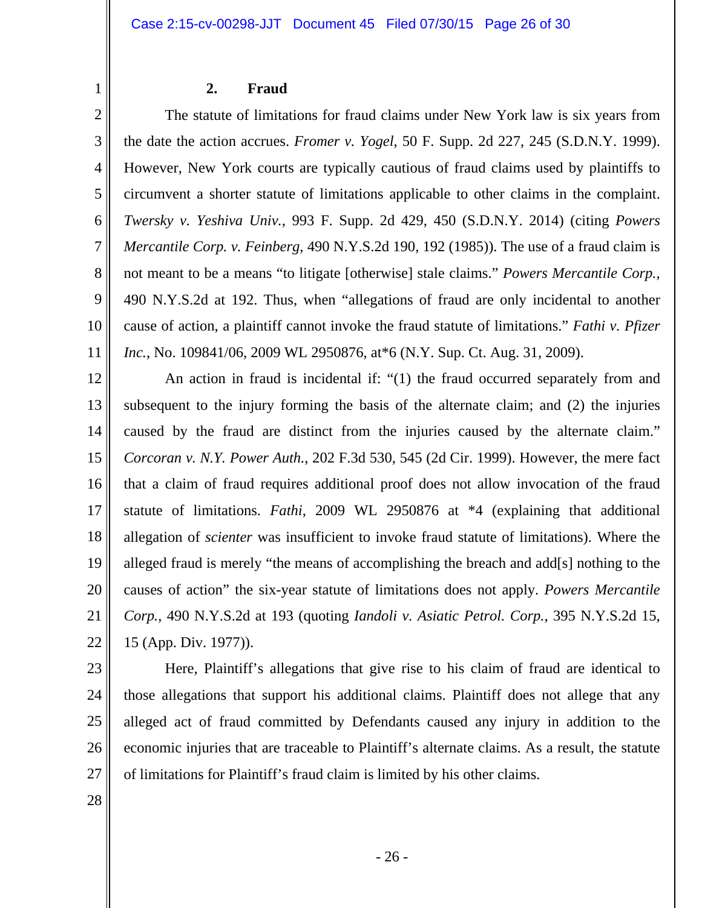### 2. Fraud

The statute of limitations for fraud claims under New York law is six years from the date the action accrues. *Fromer v. Yogel*, 50 F. Supp. 2d 227, 245 (S.D.N.Y. 1999). However, New York courts are typically cautious of fraud claims used by plaintiffs to circumvent a shorter statute of limitations applicable to other claims in the complaint. *Twersky v. Yeshiva Univ.*, 993 F. Supp. 2d 429, 450 (S.D.N.Y. 2014) (citing *Powers Mercantile Corp. v. Feinberg*, 490 N.Y.S.2d 190, 192 (1985)). The use of a fraud claim is not meant to be a means "to litigate [otherwise] stale claims." *Powers Mercantile Corp.*, 490 N.Y.S.2d at 192. Thus, when "allegations of fraud are only incidental to another cause of action, a plaintiff cannot invoke the fraud statute of limitations." *Fathi v. Pfizer Inc.*, No. 109841/06, 2009 WL 2950876, at*6 (N.Y. Sup. Ct. Aug. 31, 2009).

An action in fraud is incidental if: "(1) the fraud occurred separately from and subsequent to the injury forming the basis of the alternate claim; and (2) the injuries caused by the fraud are distinct from the injuries caused by the alternate claim." *Corcoran v. N.Y. Power Auth.*, 202 F.3d 530, 545 (2d Cir. 1999). However, the mere fact that a claim of fraud requires additional proof does not allow invocation of the fraud statute of limitations. *Fathi*, 2009 WL 2950876 at *4 (explaining that additional allegation of *scienter* was insufficient to invoke fraud statute of limitations). Where the alleged fraud is merely "the means of accomplishing the breach and add[s] nothing to the causes of action" the six-year statute of limitations does not apply. *Powers Mercantile Corp.*, 490 N.Y.S.2d at 193 (quoting *Iandoli v. Asiatic Petrol. Corp.*, 395 N.Y.S.2d 15, 15 (App. Div. 1977)).

Here, Plaintiff's allegations that give rise to his claim of fraud are identical to those allegations that support his additional claims. Plaintiff does not allege that any alleged act of fraud committed by Defendants caused any injury in addition to the economic injuries that are traceable to Plaintiff's alternate claims. As a result, the statute of limitations for Plaintiff's fraud claim is limited by his other claims.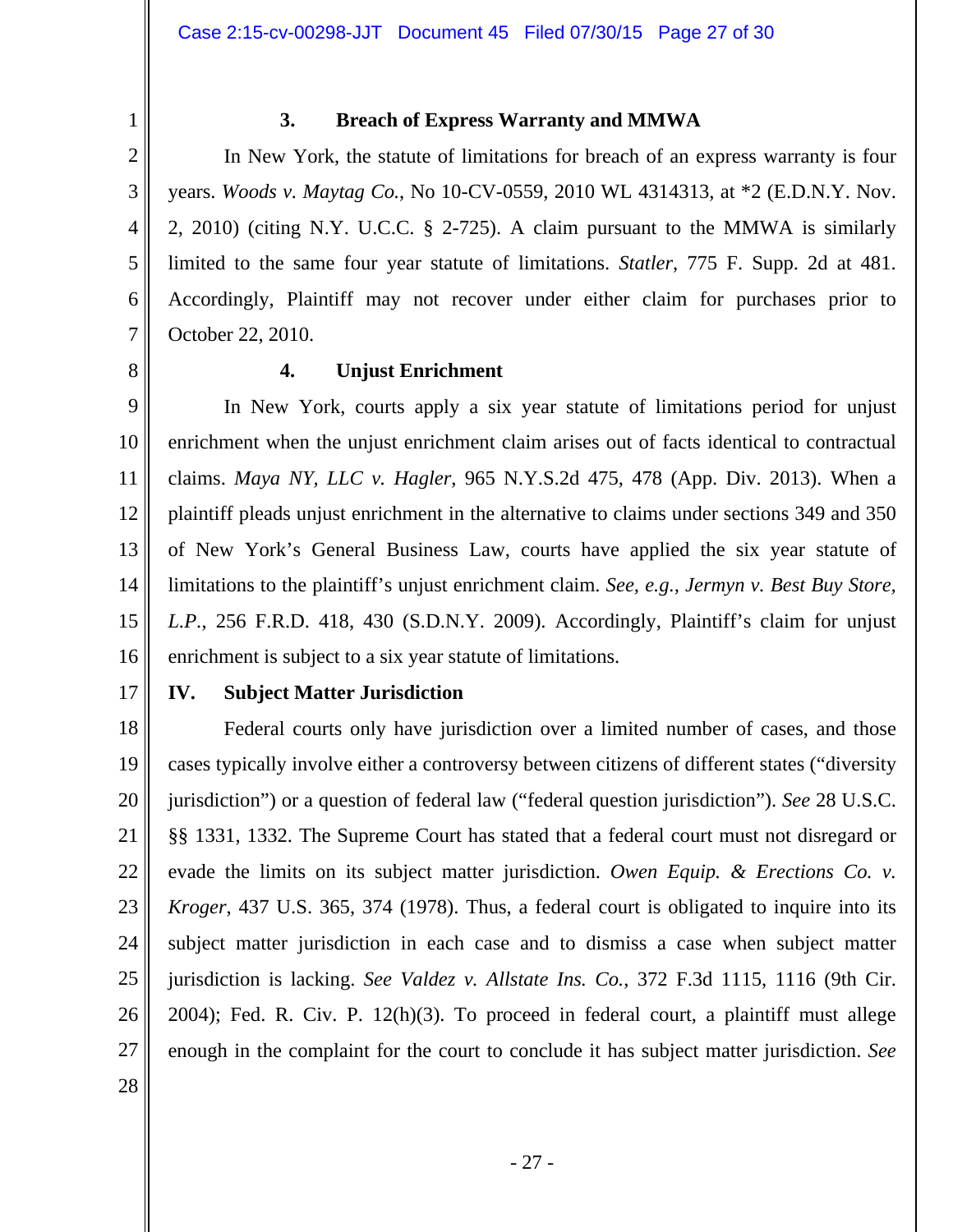### 3. Breach of Express Warranty and MMWA

In New York, the statute of limitations for breach of an express warranty is four years. *Woods v. Maytag Co.*, No 10-CV-0559, 2010 WL 4314313, at *2 (E.D.N.Y. Nov. 2, 2010) (citing N.Y. U.C.C. § 2-725). A claim pursuant to the MMWA is similarly limited to the same four year statute of limitations. *Statler*, 775 F. Supp. 2d at 481. Accordingly, Plaintiff may not recover under either claim for purchases prior to October 22, 2010.

### 4. Unjust Enrichment

In New York, courts apply a six year statute of limitations period for unjust enrichment when the unjust enrichment claim arises out of facts identical to contractual claims. *Maya NY, LLC v. Hagler*, 965 N.Y.S.2d 475, 478 (App. Div. 2013). When a plaintiff pleads unjust enrichment in the alternative to claims under sections 349 and 350 of New York's General Business Law, courts have applied the six year statute of limitations to the plaintiff's unjust enrichment claim. *See, e.g., Jermyn v. Best Buy Store, L.P.*, 256 F.R.D. 418, 430 (S.D.N.Y. 2009). Accordingly, Plaintiff's claim for unjust enrichment is subject to a six year statute of limitations.

## IV. Subject Matter Jurisdiction

Federal courts only have jurisdiction over a limited number of cases, and those cases typically involve either a controversy between citizens of different states ("diversity jurisdiction") or a question of federal law ("federal question jurisdiction"). *See* 28 U.S.C. §§ 1331, 1332. The Supreme Court has stated that a federal court must not disregard or evade the limits on its subject matter jurisdiction. *Owen Equip. & Erections Co. v. Kroger*, 437 U.S. 365, 374 (1978). Thus, a federal court is obligated to inquire into its subject matter jurisdiction in each case and to dismiss a case when subject matter jurisdiction is lacking. *See Valdez v. Allstate Ins. Co.*, 372 F.3d 1115, 1116 (9th Cir. 2004); Fed. R. Civ. P. 12(h)(3). To proceed in federal court, a plaintiff must allege enough in the complaint for the court to conclude it has subject matter jurisdiction. *See*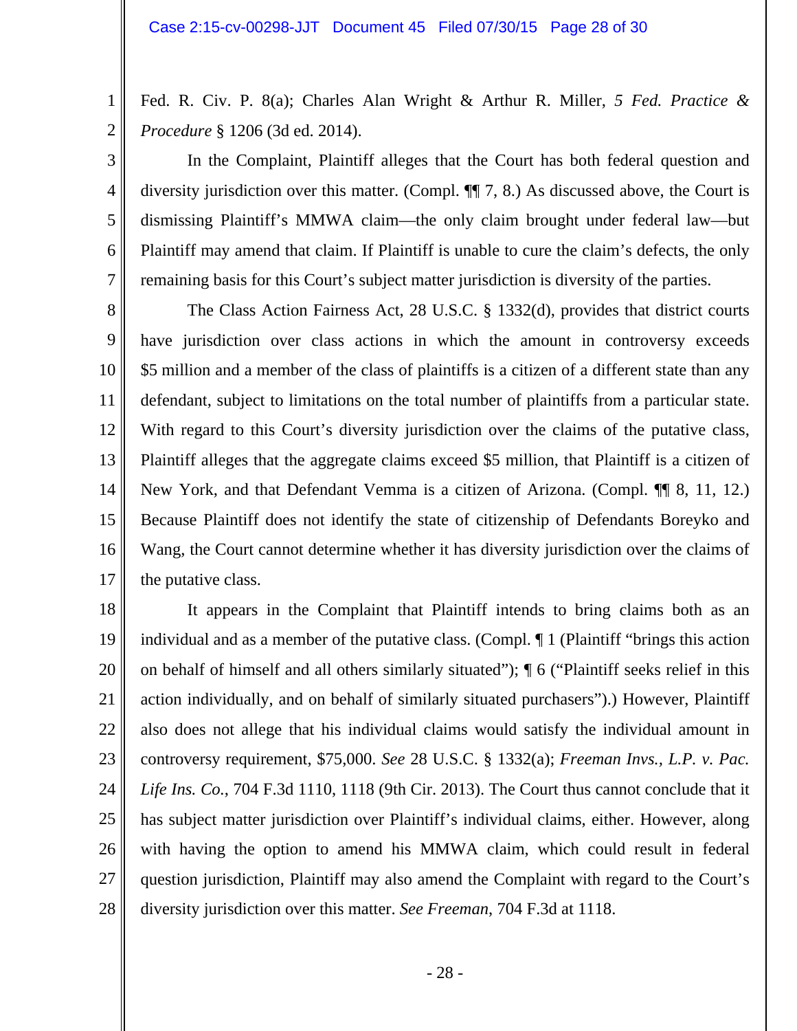Fed. R. Civ. P. 8(a); Charles Alan Wright & Arthur R. Miller, *5 Fed. Practice & Procedure* § 1206 (3d ed. 2014).

In the Complaint, Plaintiff alleges that the Court has both federal question and diversity jurisdiction over this matter. (Compl. ¶¶ 7, 8.) As discussed above, the Court is dismissing Plaintiff's MMWA claim—the only claim brought under federal law—but Plaintiff may amend that claim. If Plaintiff is unable to cure the claim's defects, the only remaining basis for this Court's subject matter jurisdiction is diversity of the parties.

The Class Action Fairness Act, 28 U.S.C. § 1332(d), provides that district courts have jurisdiction over class actions in which the amount in controversy exceeds $5 million and a member of the class of plaintiffs is a citizen of a different state than any defendant, subject to limitations on the total number of plaintiffs from a particular state. With regard to this Court's diversity jurisdiction over the claims of the putative class, Plaintiff alleges that the aggregate claims exceed $5 million, that Plaintiff is a citizen of New York, and that Defendant Vemma is a citizen of Arizona. (Compl. ¶¶ 8, 11, 12.) Because Plaintiff does not identify the state of citizenship of Defendants Boreyko and Wang, the Court cannot determine whether it has diversity jurisdiction over the claims of the putative class.

It appears in the Complaint that Plaintiff intends to bring claims both as an individual and as a member of the putative class. (Compl. ¶ 1 (Plaintiff "brings this action on behalf of himself and all others similarly situated"); ¶ 6 ("Plaintiff seeks relief in this action individually, and on behalf of similarly situated purchasers").) However, Plaintiff also does not allege that his individual claims would satisfy the individual amount in controversy requirement, $75,000. *See* 28 U.S.C. § 1332(a); *Freeman Invs., L.P. v. Pac. Life Ins. Co.*, 704 F.3d 1110, 1118 (9th Cir. 2013). The Court thus cannot conclude that it has subject matter jurisdiction over Plaintiff's individual claims, either. However, along with having the option to amend his MMWA claim, which could result in federal question jurisdiction, Plaintiff may also amend the Complaint with regard to the Court's diversity jurisdiction over this matter. *See Freeman*, 704 F.3d at 1118.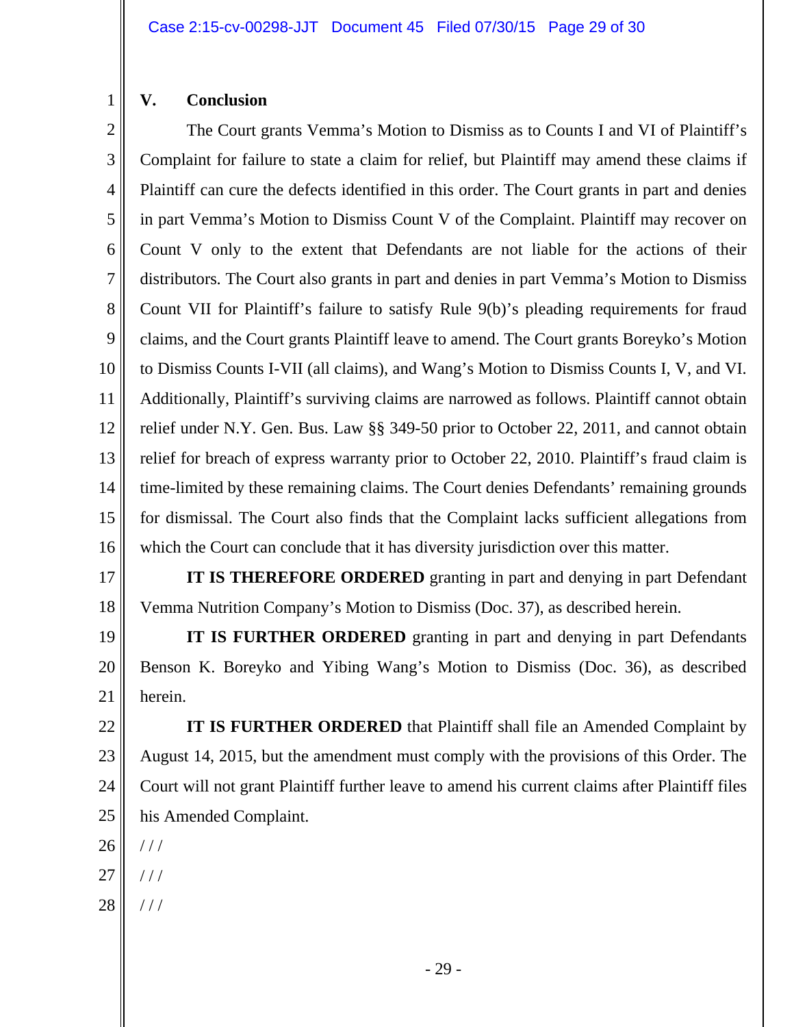## V. Conclusion

The Court grants Vemma's Motion to Dismiss as to Counts I and VI of Plaintiff's Complaint for failure to state a claim for relief, but Plaintiff may amend these claims if Plaintiff can cure the defects identified in this order. The Court grants in part and denies in part Vemma's Motion to Dismiss Count V of the Complaint. Plaintiff may recover on Count V only to the extent that Defendants are not liable for the actions of their distributors. The Court also grants in part and denies in part Vemma's Motion to Dismiss Count VII for Plaintiff's failure to satisfy Rule 9(b)'s pleading requirements for fraud claims, and the Court grants Plaintiff leave to amend. The Court grants Boreyko's Motion to Dismiss Counts I-VII (all claims), and Wang's Motion to Dismiss Counts I, V, and VI. Additionally, Plaintiff's surviving claims are narrowed as follows. Plaintiff cannot obtain relief under N.Y. Gen. Bus. Law §§ 349-50 prior to October 22, 2011, and cannot obtain relief for breach of express warranty prior to October 22, 2010. Plaintiff's fraud claim is time-limited by these remaining claims. The Court denies Defendants' remaining grounds for dismissal. The Court also finds that the Complaint lacks sufficient allegations from which the Court can conclude that it has diversity jurisdiction over this matter.

**IT IS THEREFORE ORDERED** granting in part and denying in part Defendant Vemma Nutrition Company's Motion to Dismiss (Doc. 37), as described herein.

**IT IS FURTHER ORDERED** granting in part and denying in part Defendants Benson K. Boreyko and Yibing Wang's Motion to Dismiss (Doc. 36), as described herein.

**IT IS FURTHER ORDERED** that Plaintiff shall file an Amended Complaint by August 14, 2015, but the amendment must comply with the provisions of this Order. The Court will not grant Plaintiff further leave to amend his current claims after Plaintiff files his Amended Complaint.

/ / /

/ / /

/ / /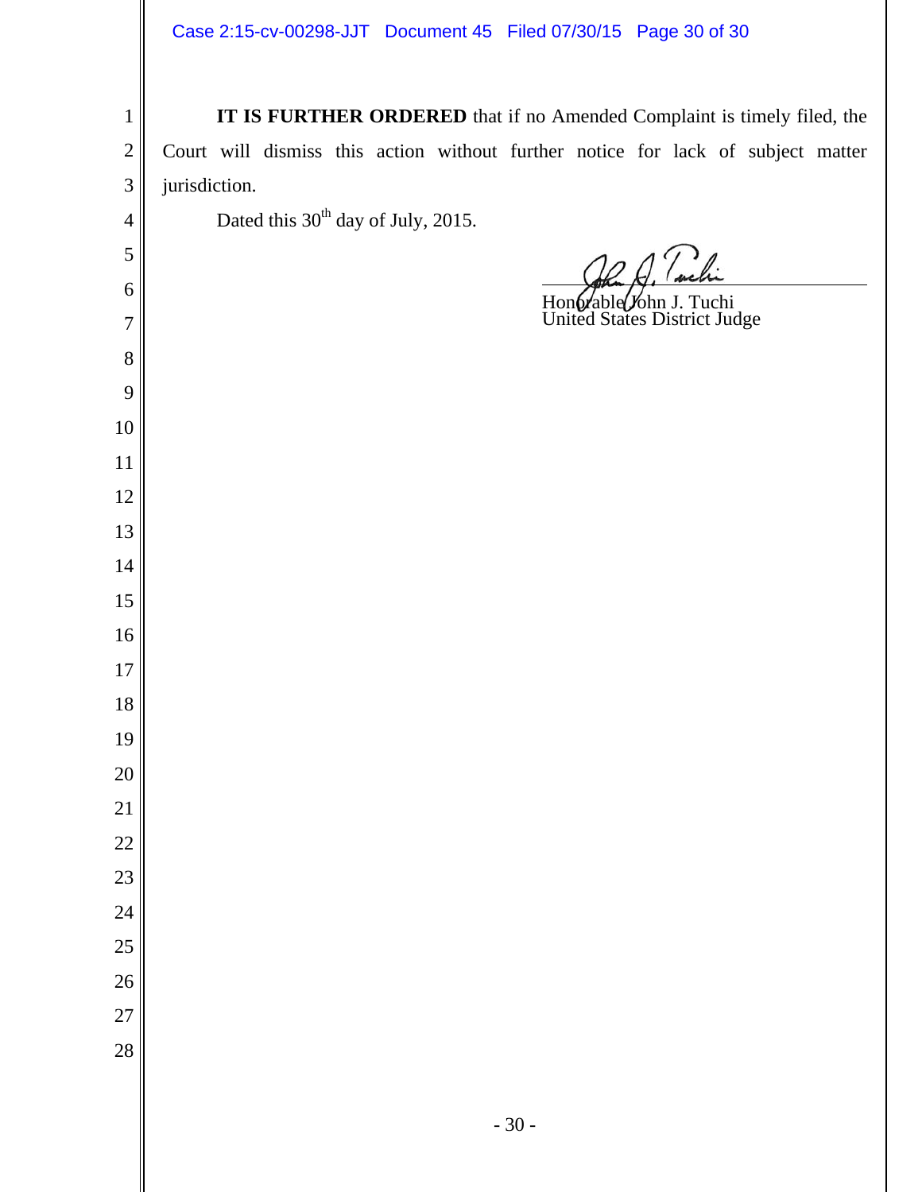**IT IS FURTHER ORDERED** that if no Amended Complaint is timely filed, the Court will dismiss this action without further notice for lack of subject matter jurisdiction.

Dated this 30th day of July, 2015.

Honorable John J. Tuchi
United States District Judge